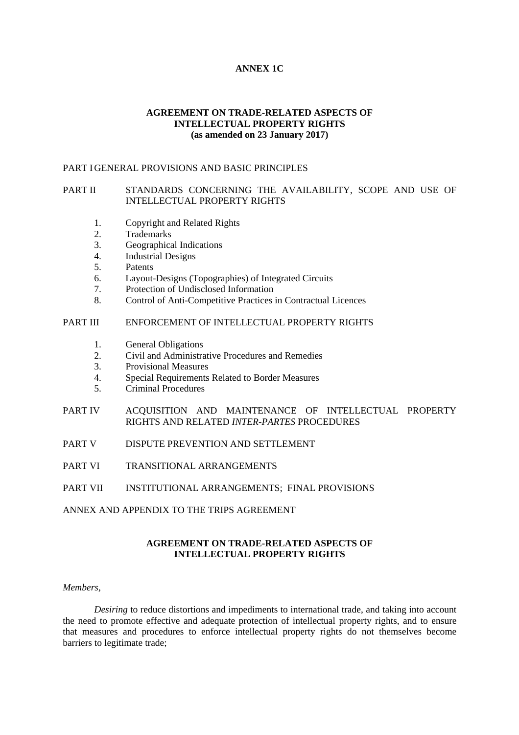**ANNEX 1C**

# AGREEMENT ON TRADE-RELATED ASPECTS OF INTELLECTUAL PROPERTY RIGHTS
**(as amended on 23 January 2017)**

PART I GENERAL PROVISIONS AND BASIC PRINCIPLES

PART II STANDARDS CONCERNING THE AVAILABILITY, SCOPE AND USE OF INTELLECTUAL PROPERTY RIGHTS

1. Copyright and Related Rights
2. Trademarks
3. Geographical Indications
4. Industrial Designs
5. Patents
6. Layout-Designs (Topographies) of Integrated Circuits
7. Protection of Undisclosed Information
8. Control of Anti-Competitive Practices in Contractual Licences

PART III ENFORCEMENT OF INTELLECTUAL PROPERTY RIGHTS

1. General Obligations
2. Civil and Administrative Procedures and Remedies
3. Provisional Measures
4. Special Requirements Related to Border Measures
5. Criminal Procedures

PART IV ACQUISITION AND MAINTENANCE OF INTELLECTUAL PROPERTY RIGHTS AND RELATED *INTER-PARTES* PROCEDURES

PART V DISPUTE PREVENTION AND SETTLEMENT

PART VI TRANSITIONAL ARRANGEMENTS

PART VII INSTITUTIONAL ARRANGEMENTS; FINAL PROVISIONS

ANNEX AND APPENDIX TO THE TRIPS AGREEMENT

## AGREEMENT ON TRADE-RELATED ASPECTS OF INTELLECTUAL PROPERTY RIGHTS

*Members,*

*Desiring* to reduce distortions and impediments to international trade, and taking into account the need to promote effective and adequate protection of intellectual property rights, and to ensure that measures and procedures to enforce intellectual property rights do not themselves become barriers to legitimate trade;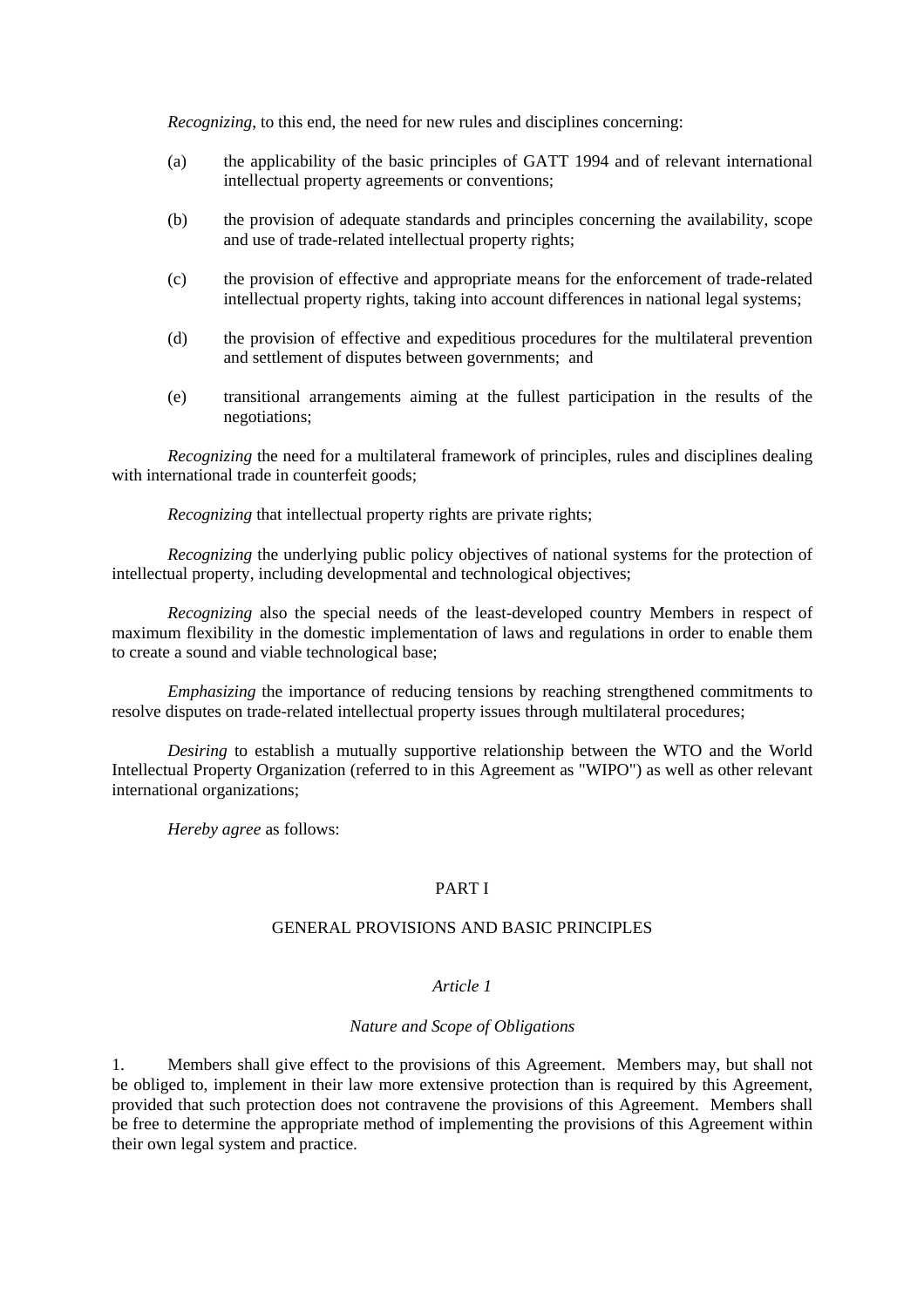*Recognizing*, to this end, the need for new rules and disciplines concerning:

(a) the applicability of the basic principles of GATT 1994 and of relevant international intellectual property agreements or conventions;

(b) the provision of adequate standards and principles concerning the availability, scope and use of trade-related intellectual property rights;

(c) the provision of effective and appropriate means for the enforcement of trade-related intellectual property rights, taking into account differences in national legal systems;

(d) the provision of effective and expeditious procedures for the multilateral prevention and settlement of disputes between governments; and

(e) transitional arrangements aiming at the fullest participation in the results of the negotiations;

*Recognizing* the need for a multilateral framework of principles, rules and disciplines dealing with international trade in counterfeit goods;

*Recognizing* that intellectual property rights are private rights;

*Recognizing* the underlying public policy objectives of national systems for the protection of intellectual property, including developmental and technological objectives;

*Recognizing* also the special needs of the least-developed country Members in respect of maximum flexibility in the domestic implementation of laws and regulations in order to enable them to create a sound and viable technological base;

*Emphasizing* the importance of reducing tensions by reaching strengthened commitments to resolve disputes on trade-related intellectual property issues through multilateral procedures;

*Desiring* to establish a mutually supportive relationship between the WTO and the World Intellectual Property Organization (referred to in this Agreement as "WIPO") as well as other relevant international organizations;

*Hereby agree* as follows:

## PART I

## GENERAL PROVISIONS AND BASIC PRINCIPLES

### *Article 1*

### *Nature and Scope of Obligations*

1. Members shall give effect to the provisions of this Agreement. Members may, but shall not be obliged to, implement in their law more extensive protection than is required by this Agreement, provided that such protection does not contravene the provisions of this Agreement. Members shall be free to determine the appropriate method of implementing the provisions of this Agreement within their own legal system and practice.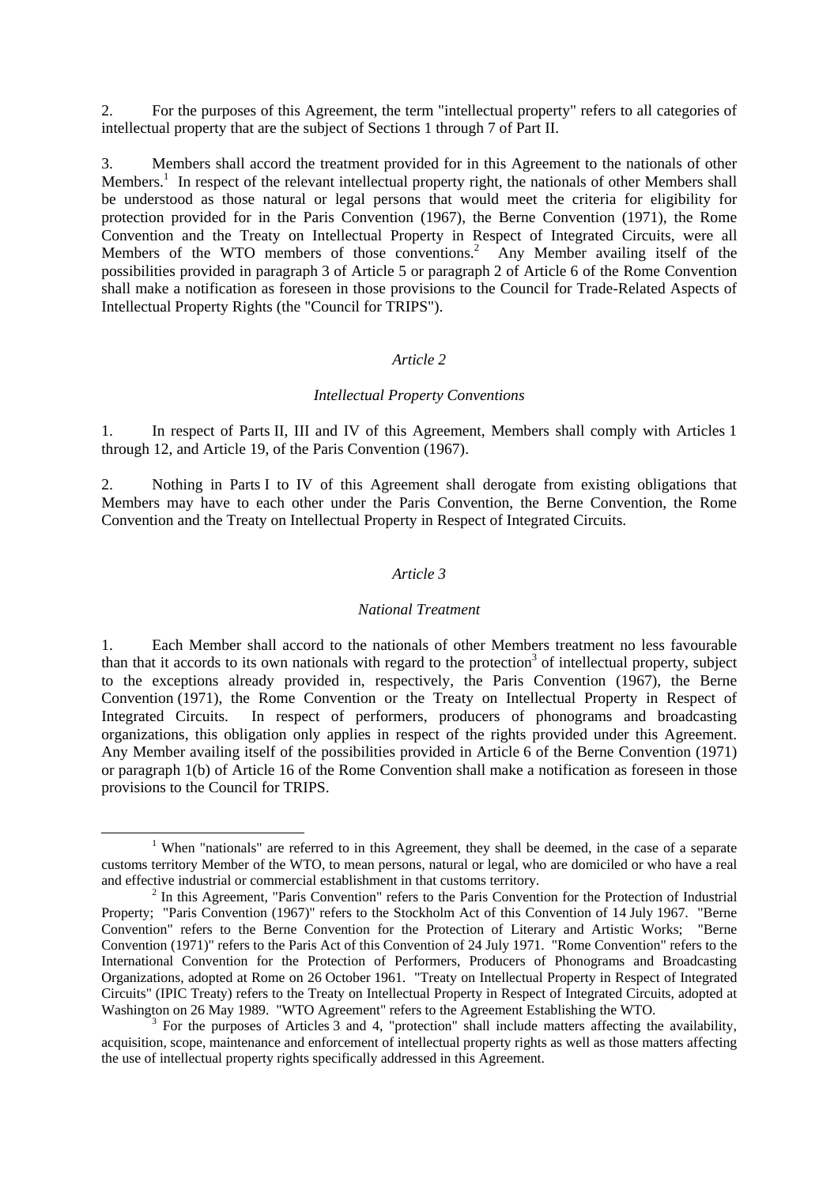2. For the purposes of this Agreement, the term "intellectual property" refers to all categories of intellectual property that are the subject of Sections 1 through 7 of Part II.

3. Members shall accord the treatment provided for in this Agreement to the nationals of other Members.[1] In respect of the relevant intellectual property right, the nationals of other Members shall be understood as those natural or legal persons that would meet the criteria for eligibility for protection provided for in the Paris Convention (1967), the Berne Convention (1971), the Rome Convention and the Treaty on Intellectual Property in Respect of Integrated Circuits, were all Members of the WTO members of those conventions.[2] Any Member availing itself of the possibilities provided in paragraph 3 of Article 5 or paragraph 2 of Article 6 of the Rome Convention shall make a notification as foreseen in those provisions to the Council for Trade-Related Aspects of Intellectual Property Rights (the "Council for TRIPS").

### *Article 2*

### *Intellectual Property Conventions*

1. In respect of Parts II, III and IV of this Agreement, Members shall comply with Articles 1 through 12, and Article 19, of the Paris Convention (1967).

2. Nothing in Parts I to IV of this Agreement shall derogate from existing obligations that Members may have to each other under the Paris Convention, the Berne Convention, the Rome Convention and the Treaty on Intellectual Property in Respect of Integrated Circuits.

### *Article 3*

### *National Treatment*

1. Each Member shall accord to the nationals of other Members treatment no less favourable than that it accords to its own nationals with regard to the protection[3] of intellectual property, subject to the exceptions already provided in, respectively, the Paris Convention (1967), the Berne Convention (1971), the Rome Convention or the Treaty on Intellectual Property in Respect of Integrated Circuits. In respect of performers, producers of phonograms and broadcasting organizations, this obligation only applies in respect of the rights provided under this Agreement. Any Member availing itself of the possibilities provided in Article 6 of the Berne Convention (1971) or paragraph 1(b) of Article 16 of the Rome Convention shall make a notification as foreseen in those provisions to the Council for TRIPS.

---

[1] When "nationals" are referred to in this Agreement, they shall be deemed, in the case of a separate customs territory Member of the WTO, to mean persons, natural or legal, who are domiciled or who have a real and effective industrial or commercial establishment in that customs territory.

[2] In this Agreement, "Paris Convention" refers to the Paris Convention for the Protection of Industrial Property; "Paris Convention (1967)" refers to the Stockholm Act of this Convention of 14 July 1967. "Berne Convention" refers to the Berne Convention for the Protection of Literary and Artistic Works; "Berne Convention (1971)" refers to the Paris Act of this Convention of 24 July 1971. "Rome Convention" refers to the International Convention for the Protection of Performers, Producers of Phonograms and Broadcasting Organizations, adopted at Rome on 26 October 1961. "Treaty on Intellectual Property in Respect of Integrated Circuits" (IPIC Treaty) refers to the Treaty on Intellectual Property in Respect of Integrated Circuits, adopted at Washington on 26 May 1989. "WTO Agreement" refers to the Agreement Establishing the WTO.

[3] For the purposes of Articles 3 and 4, "protection" shall include matters affecting the availability, acquisition, scope, maintenance and enforcement of intellectual property rights as well as those matters affecting the use of intellectual property rights specifically addressed in this Agreement.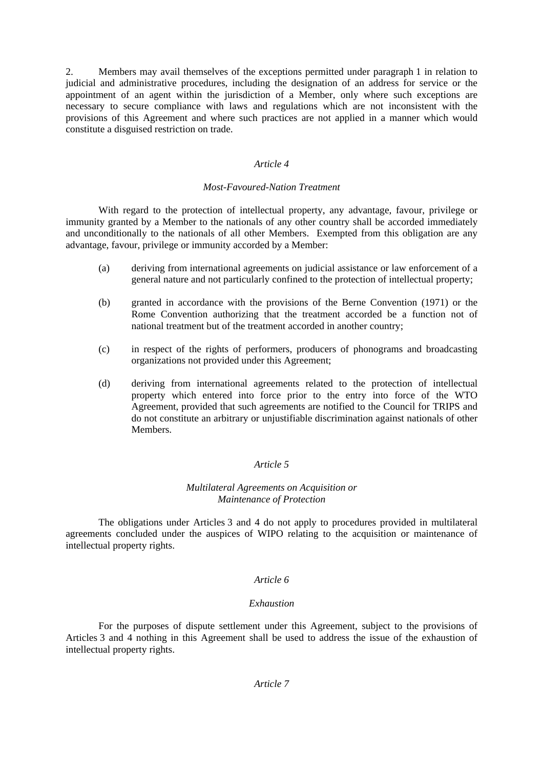2. Members may avail themselves of the exceptions permitted under paragraph 1 in relation to judicial and administrative procedures, including the designation of an address for service or the appointment of an agent within the jurisdiction of a Member, only where such exceptions are necessary to secure compliance with laws and regulations which are not inconsistent with the provisions of this Agreement and where such practices are not applied in a manner which would constitute a disguised restriction on trade.

*Article 4*

*Most-Favoured-Nation Treatment*

With regard to the protection of intellectual property, any advantage, favour, privilege or immunity granted by a Member to the nationals of any other country shall be accorded immediately and unconditionally to the nationals of all other Members. Exempted from this obligation are any advantage, favour, privilege or immunity accorded by a Member:

(a) deriving from international agreements on judicial assistance or law enforcement of a general nature and not particularly confined to the protection of intellectual property;

(b) granted in accordance with the provisions of the Berne Convention (1971) or the Rome Convention authorizing that the treatment accorded be a function not of national treatment but of the treatment accorded in another country;

(c) in respect of the rights of performers, producers of phonograms and broadcasting organizations not provided under this Agreement;

(d) deriving from international agreements related to the protection of intellectual property which entered into force prior to the entry into force of the WTO Agreement, provided that such agreements are notified to the Council for TRIPS and do not constitute an arbitrary or unjustifiable discrimination against nationals of other Members.

*Article 5*

*Multilateral Agreements on Acquisition or Maintenance of Protection*

The obligations under Articles 3 and 4 do not apply to procedures provided in multilateral agreements concluded under the auspices of WIPO relating to the acquisition or maintenance of intellectual property rights.

*Article 6*

*Exhaustion*

For the purposes of dispute settlement under this Agreement, subject to the provisions of Articles 3 and 4 nothing in this Agreement shall be used to address the issue of the exhaustion of intellectual property rights.

*Article 7*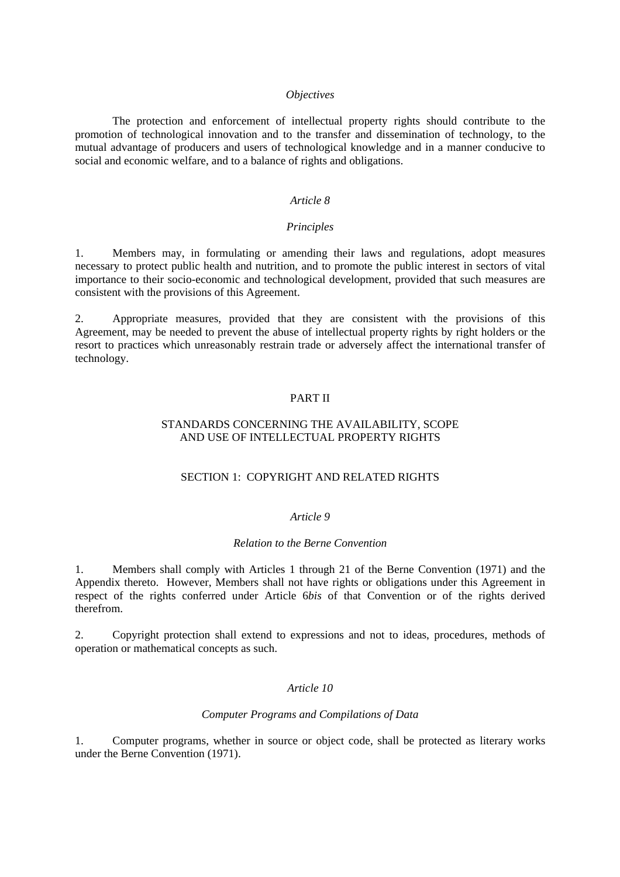*Objectives*

The protection and enforcement of intellectual property rights should contribute to the promotion of technological innovation and to the transfer and dissemination of technology, to the mutual advantage of producers and users of technological knowledge and in a manner conducive to social and economic welfare, and to a balance of rights and obligations.

*Article 8*

*Principles*

1. Members may, in formulating or amending their laws and regulations, adopt measures necessary to protect public health and nutrition, and to promote the public interest in sectors of vital importance to their socio-economic and technological development, provided that such measures are consistent with the provisions of this Agreement.

2. Appropriate measures, provided that they are consistent with the provisions of this Agreement, may be needed to prevent the abuse of intellectual property rights by right holders or the resort to practices which unreasonably restrain trade or adversely affect the international transfer of technology.

# PART II

## STANDARDS CONCERNING THE AVAILABILITY, SCOPE AND USE OF INTELLECTUAL PROPERTY RIGHTS

### SECTION 1: COPYRIGHT AND RELATED RIGHTS

*Article 9*

*Relation to the Berne Convention*

1. Members shall comply with Articles 1 through 21 of the Berne Convention (1971) and the Appendix thereto. However, Members shall not have rights or obligations under this Agreement in respect of the rights conferred under Article 6*bis* of that Convention or of the rights derived therefrom.

2. Copyright protection shall extend to expressions and not to ideas, procedures, methods of operation or mathematical concepts as such.

*Article 10*

*Computer Programs and Compilations of Data*

1. Computer programs, whether in source or object code, shall be protected as literary works under the Berne Convention (1971).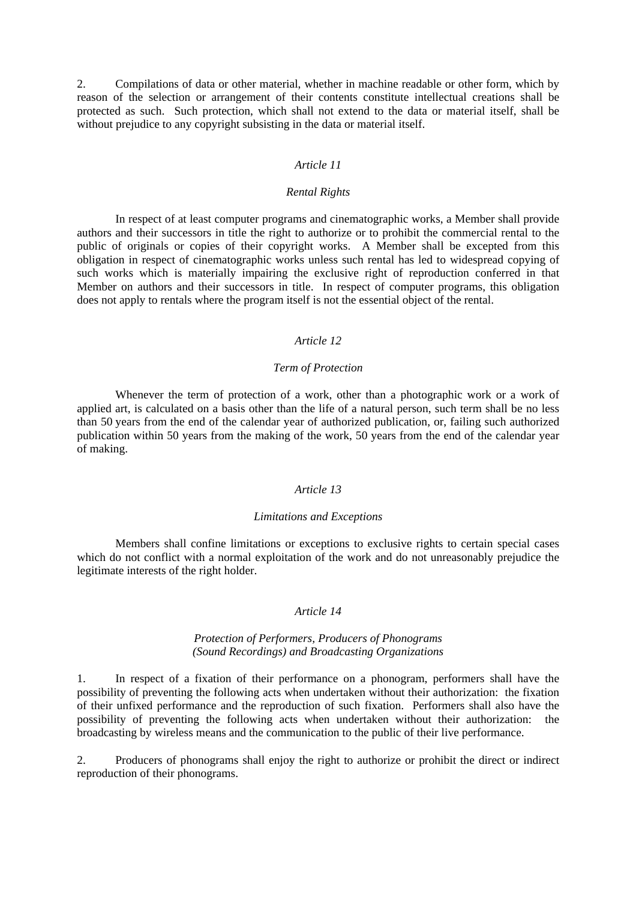2. Compilations of data or other material, whether in machine readable or other form, which by reason of the selection or arrangement of their contents constitute intellectual creations shall be protected as such. Such protection, which shall not extend to the data or material itself, shall be without prejudice to any copyright subsisting in the data or material itself.

### *Article 11*

### *Rental Rights*

In respect of at least computer programs and cinematographic works, a Member shall provide authors and their successors in title the right to authorize or to prohibit the commercial rental to the public of originals or copies of their copyright works. A Member shall be excepted from this obligation in respect of cinematographic works unless such rental has led to widespread copying of such works which is materially impairing the exclusive right of reproduction conferred in that Member on authors and their successors in title. In respect of computer programs, this obligation does not apply to rentals where the program itself is not the essential object of the rental.

### *Article 12*

### *Term of Protection*

Whenever the term of protection of a work, other than a photographic work or a work of applied art, is calculated on a basis other than the life of a natural person, such term shall be no less than 50 years from the end of the calendar year of authorized publication, or, failing such authorized publication within 50 years from the making of the work, 50 years from the end of the calendar year of making.

### *Article 13*

### *Limitations and Exceptions*

Members shall confine limitations or exceptions to exclusive rights to certain special cases which do not conflict with a normal exploitation of the work and do not unreasonably prejudice the legitimate interests of the right holder.

### *Article 14*

### *Protection of Performers, Producers of Phonograms (Sound Recordings) and Broadcasting Organizations*

1. In respect of a fixation of their performance on a phonogram, performers shall have the possibility of preventing the following acts when undertaken without their authorization: the fixation of their unfixed performance and the reproduction of such fixation. Performers shall also have the possibility of preventing the following acts when undertaken without their authorization: the broadcasting by wireless means and the communication to the public of their live performance.

2. Producers of phonograms shall enjoy the right to authorize or prohibit the direct or indirect reproduction of their phonograms.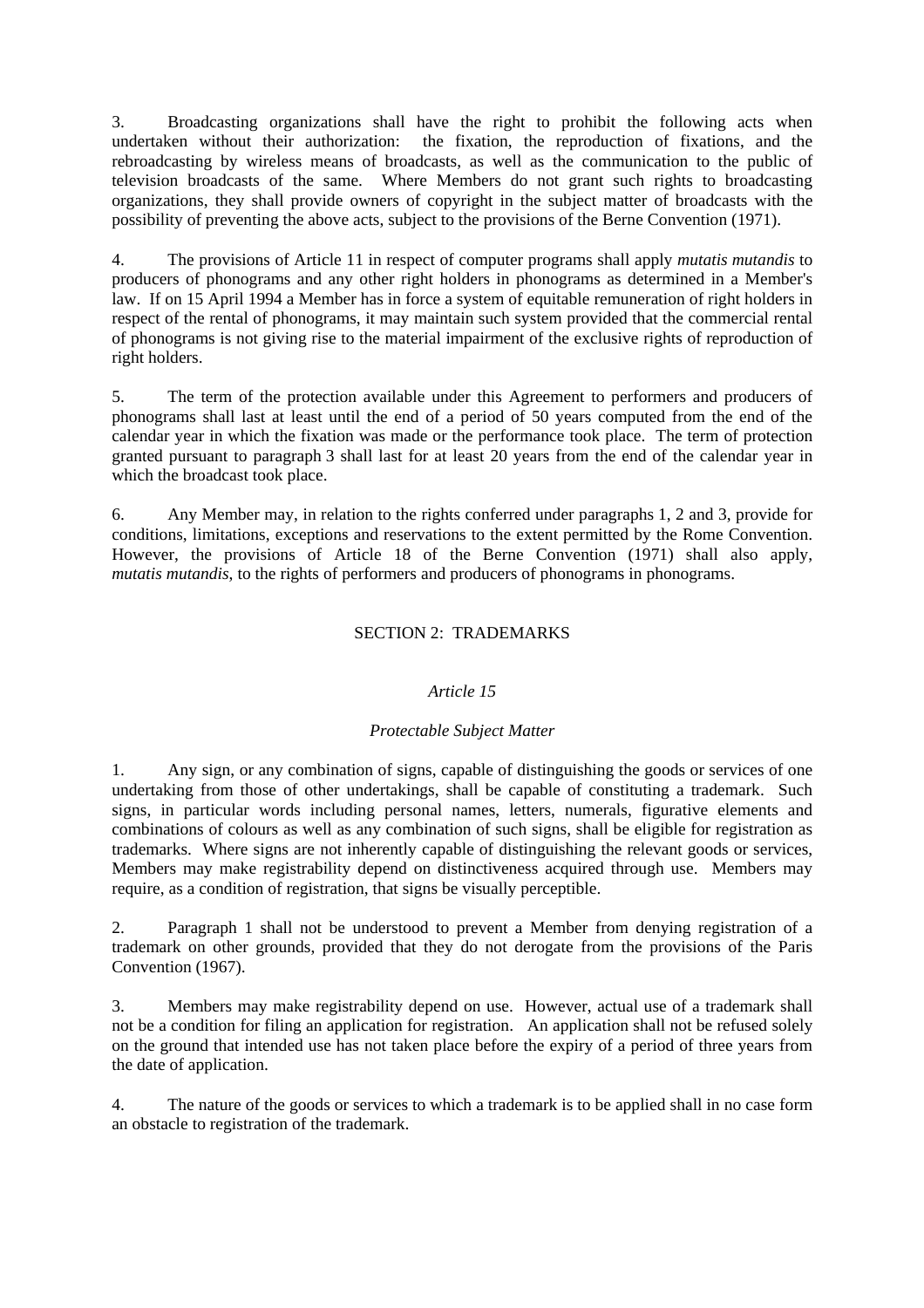3. Broadcasting organizations shall have the right to prohibit the following acts when undertaken without their authorization: the fixation, the reproduction of fixations, and the rebroadcasting by wireless means of broadcasts, as well as the communication to the public of television broadcasts of the same. Where Members do not grant such rights to broadcasting organizations, they shall provide owners of copyright in the subject matter of broadcasts with the possibility of preventing the above acts, subject to the provisions of the Berne Convention (1971).

4. The provisions of Article 11 in respect of computer programs shall apply *mutatis mutandis* to producers of phonograms and any other right holders in phonograms as determined in a Member's law. If on 15 April 1994 a Member has in force a system of equitable remuneration of right holders in respect of the rental of phonograms, it may maintain such system provided that the commercial rental of phonograms is not giving rise to the material impairment of the exclusive rights of reproduction of right holders.

5. The term of the protection available under this Agreement to performers and producers of phonograms shall last at least until the end of a period of 50 years computed from the end of the calendar year in which the fixation was made or the performance took place. The term of protection granted pursuant to paragraph 3 shall last for at least 20 years from the end of the calendar year in which the broadcast took place.

6. Any Member may, in relation to the rights conferred under paragraphs 1, 2 and 3, provide for conditions, limitations, exceptions and reservations to the extent permitted by the Rome Convention. However, the provisions of Article 18 of the Berne Convention (1971) shall also apply, *mutatis mutandis*, to the rights of performers and producers of phonograms in phonograms.

## SECTION 2: TRADEMARKS

### *Article 15*

### *Protectable Subject Matter*

1. Any sign, or any combination of signs, capable of distinguishing the goods or services of one undertaking from those of other undertakings, shall be capable of constituting a trademark. Such signs, in particular words including personal names, letters, numerals, figurative elements and combinations of colours as well as any combination of such signs, shall be eligible for registration as trademarks. Where signs are not inherently capable of distinguishing the relevant goods or services, Members may make registrability depend on distinctiveness acquired through use. Members may require, as a condition of registration, that signs be visually perceptible.

2. Paragraph 1 shall not be understood to prevent a Member from denying registration of a trademark on other grounds, provided that they do not derogate from the provisions of the Paris Convention (1967).

3. Members may make registrability depend on use. However, actual use of a trademark shall not be a condition for filing an application for registration. An application shall not be refused solely on the ground that intended use has not taken place before the expiry of a period of three years from the date of application.

4. The nature of the goods or services to which a trademark is to be applied shall in no case form an obstacle to registration of the trademark.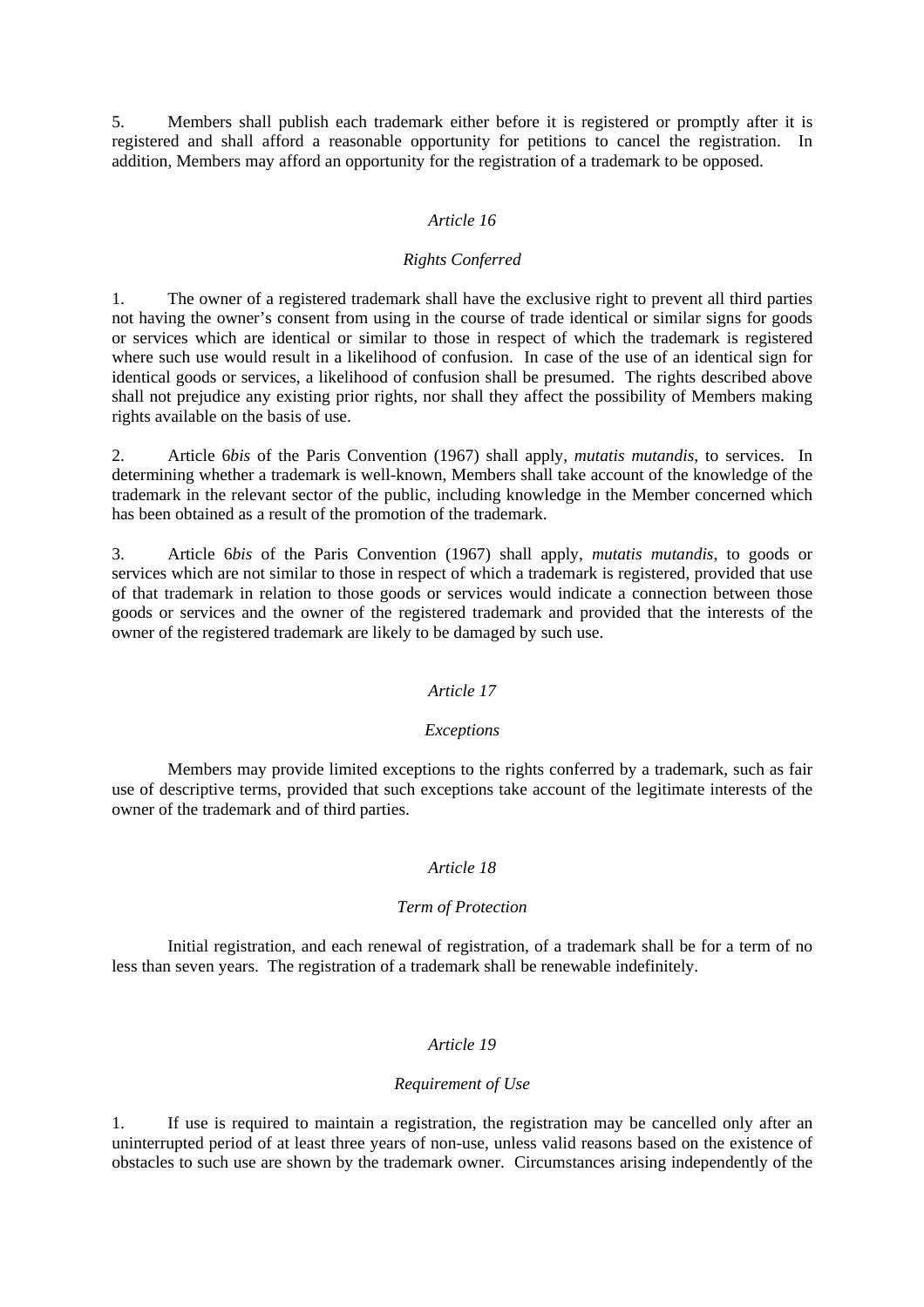5. Members shall publish each trademark either before it is registered or promptly after it is registered and shall afford a reasonable opportunity for petitions to cancel the registration. In addition, Members may afford an opportunity for the registration of a trademark to be opposed.

### *Article 16*

### *Rights Conferred*

1. The owner of a registered trademark shall have the exclusive right to prevent all third parties not having the owner's consent from using in the course of trade identical or similar signs for goods or services which are identical or similar to those in respect of which the trademark is registered where such use would result in a likelihood of confusion. In case of the use of an identical sign for identical goods or services, a likelihood of confusion shall be presumed. The rights described above shall not prejudice any existing prior rights, nor shall they affect the possibility of Members making rights available on the basis of use.

2. Article 6*bis* of the Paris Convention (1967) shall apply, *mutatis mutandis*, to services. In determining whether a trademark is well-known, Members shall take account of the knowledge of the trademark in the relevant sector of the public, including knowledge in the Member concerned which has been obtained as a result of the promotion of the trademark.

3. Article 6*bis* of the Paris Convention (1967) shall apply, *mutatis mutandis*, to goods or services which are not similar to those in respect of which a trademark is registered, provided that use of that trademark in relation to those goods or services would indicate a connection between those goods or services and the owner of the registered trademark and provided that the interests of the owner of the registered trademark are likely to be damaged by such use.

### *Article 17*

### *Exceptions*

Members may provide limited exceptions to the rights conferred by a trademark, such as fair use of descriptive terms, provided that such exceptions take account of the legitimate interests of the owner of the trademark and of third parties.

### *Article 18*

### *Term of Protection*

Initial registration, and each renewal of registration, of a trademark shall be for a term of no less than seven years. The registration of a trademark shall be renewable indefinitely.

### *Article 19*

### *Requirement of Use*

1. If use is required to maintain a registration, the registration may be cancelled only after an uninterrupted period of at least three years of non-use, unless valid reasons based on the existence of obstacles to such use are shown by the trademark owner. Circumstances arising independently of the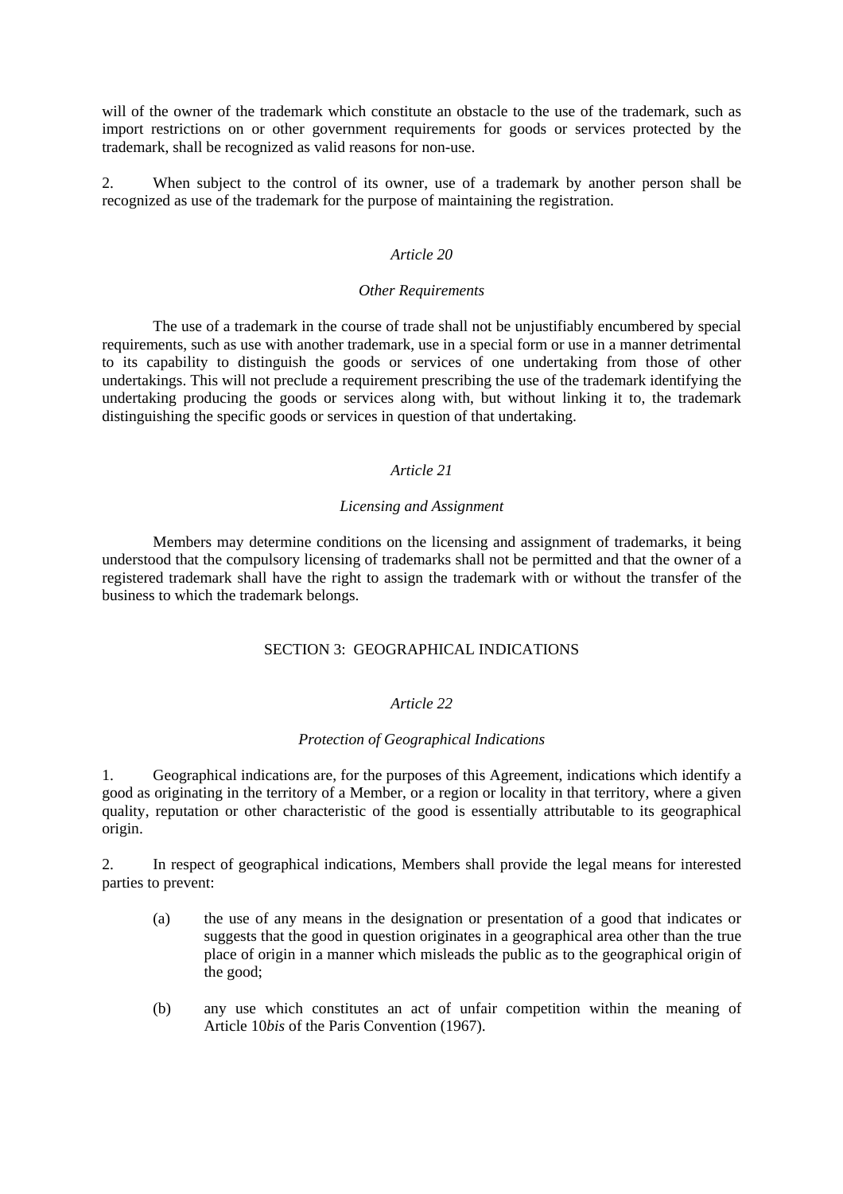will of the owner of the trademark which constitute an obstacle to the use of the trademark, such as import restrictions on or other government requirements for goods or services protected by the trademark, shall be recognized as valid reasons for non-use.

2. When subject to the control of its owner, use of a trademark by another person shall be recognized as use of the trademark for the purpose of maintaining the registration.

*Article 20*

*Other Requirements*

The use of a trademark in the course of trade shall not be unjustifiably encumbered by special requirements, such as use with another trademark, use in a special form or use in a manner detrimental to its capability to distinguish the goods or services of one undertaking from those of other undertakings. This will not preclude a requirement prescribing the use of the trademark identifying the undertaking producing the goods or services along with, but without linking it to, the trademark distinguishing the specific goods or services in question of that undertaking.

*Article 21*

*Licensing and Assignment*

Members may determine conditions on the licensing and assignment of trademarks, it being understood that the compulsory licensing of trademarks shall not be permitted and that the owner of a registered trademark shall have the right to assign the trademark with or without the transfer of the business to which the trademark belongs.

## SECTION 3: GEOGRAPHICAL INDICATIONS

*Article 22*

*Protection of Geographical Indications*

1. Geographical indications are, for the purposes of this Agreement, indications which identify a good as originating in the territory of a Member, or a region or locality in that territory, where a given quality, reputation or other characteristic of the good is essentially attributable to its geographical origin.

2. In respect of geographical indications, Members shall provide the legal means for interested parties to prevent:

(a) the use of any means in the designation or presentation of a good that indicates or suggests that the good in question originates in a geographical area other than the true place of origin in a manner which misleads the public as to the geographical origin of the good;

(b) any use which constitutes an act of unfair competition within the meaning of Article 10*bis* of the Paris Convention (1967).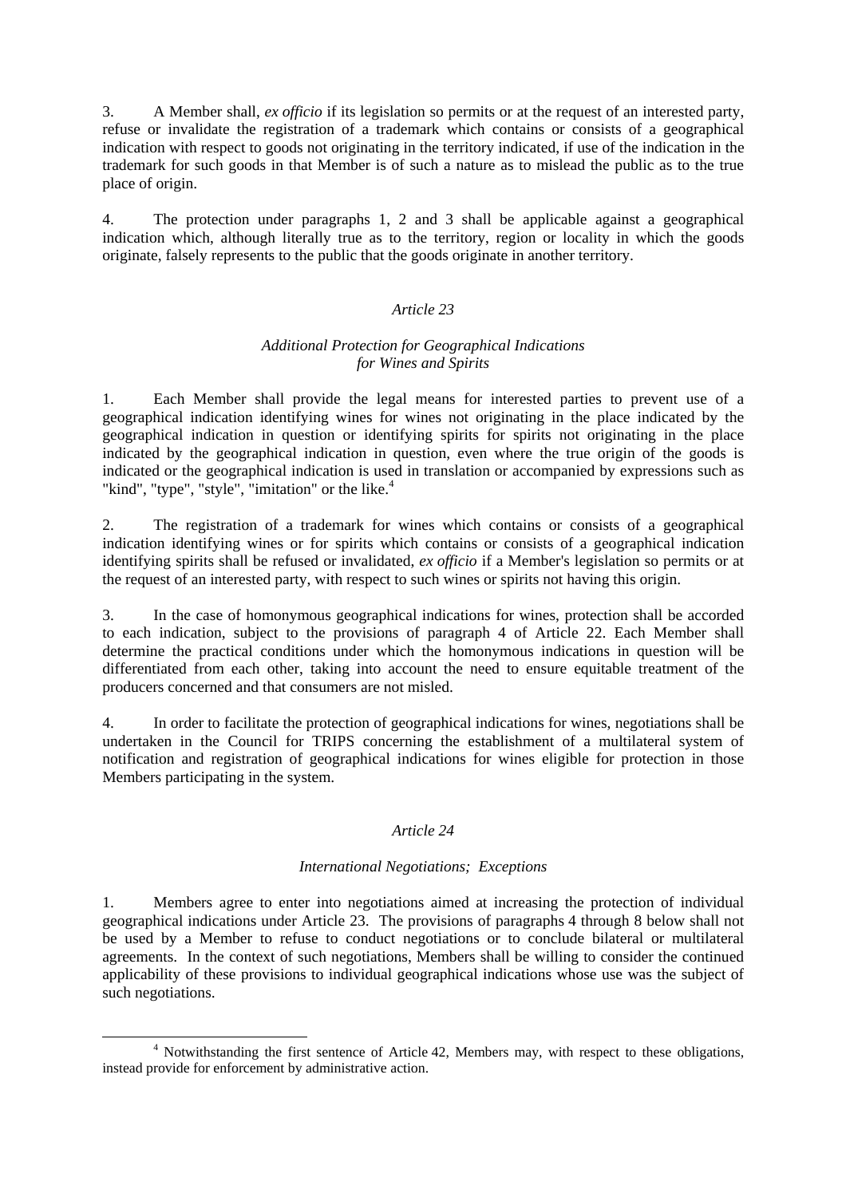3. A Member shall, *ex officio* if its legislation so permits or at the request of an interested party, refuse or invalidate the registration of a trademark which contains or consists of a geographical indication with respect to goods not originating in the territory indicated, if use of the indication in the trademark for such goods in that Member is of such a nature as to mislead the public as to the true place of origin.

4. The protection under paragraphs 1, 2 and 3 shall be applicable against a geographical indication which, although literally true as to the territory, region or locality in which the goods originate, falsely represents to the public that the goods originate in another territory.

## *Article 23*

### *Additional Protection for Geographical Indications for Wines and Spirits*

1. Each Member shall provide the legal means for interested parties to prevent use of a geographical indication identifying wines for wines not originating in the place indicated by the geographical indication in question or identifying spirits for spirits not originating in the place indicated by the geographical indication in question, even where the true origin of the goods is indicated or the geographical indication is used in translation or accompanied by expressions such as "kind", "type", "style", "imitation" or the like.[4]

2. The registration of a trademark for wines which contains or consists of a geographical indication identifying wines or for spirits which contains or consists of a geographical indication identifying spirits shall be refused or invalidated, *ex officio* if a Member's legislation so permits or at the request of an interested party, with respect to such wines or spirits not having this origin.

3. In the case of homonymous geographical indications for wines, protection shall be accorded to each indication, subject to the provisions of paragraph 4 of Article 22. Each Member shall determine the practical conditions under which the homonymous indications in question will be differentiated from each other, taking into account the need to ensure equitable treatment of the producers concerned and that consumers are not misled.

4. In order to facilitate the protection of geographical indications for wines, negotiations shall be undertaken in the Council for TRIPS concerning the establishment of a multilateral system of notification and registration of geographical indications for wines eligible for protection in those Members participating in the system.

## *Article 24*

### *International Negotiations; Exceptions*

1. Members agree to enter into negotiations aimed at increasing the protection of individual geographical indications under Article 23. The provisions of paragraphs 4 through 8 below shall not be used by a Member to refuse to conduct negotiations or to conclude bilateral or multilateral agreements. In the context of such negotiations, Members shall be willing to consider the continued applicability of these provisions to individual geographical indications whose use was the subject of such negotiations.

---

[4] Notwithstanding the first sentence of Article 42, Members may, with respect to these obligations, instead provide for enforcement by administrative action.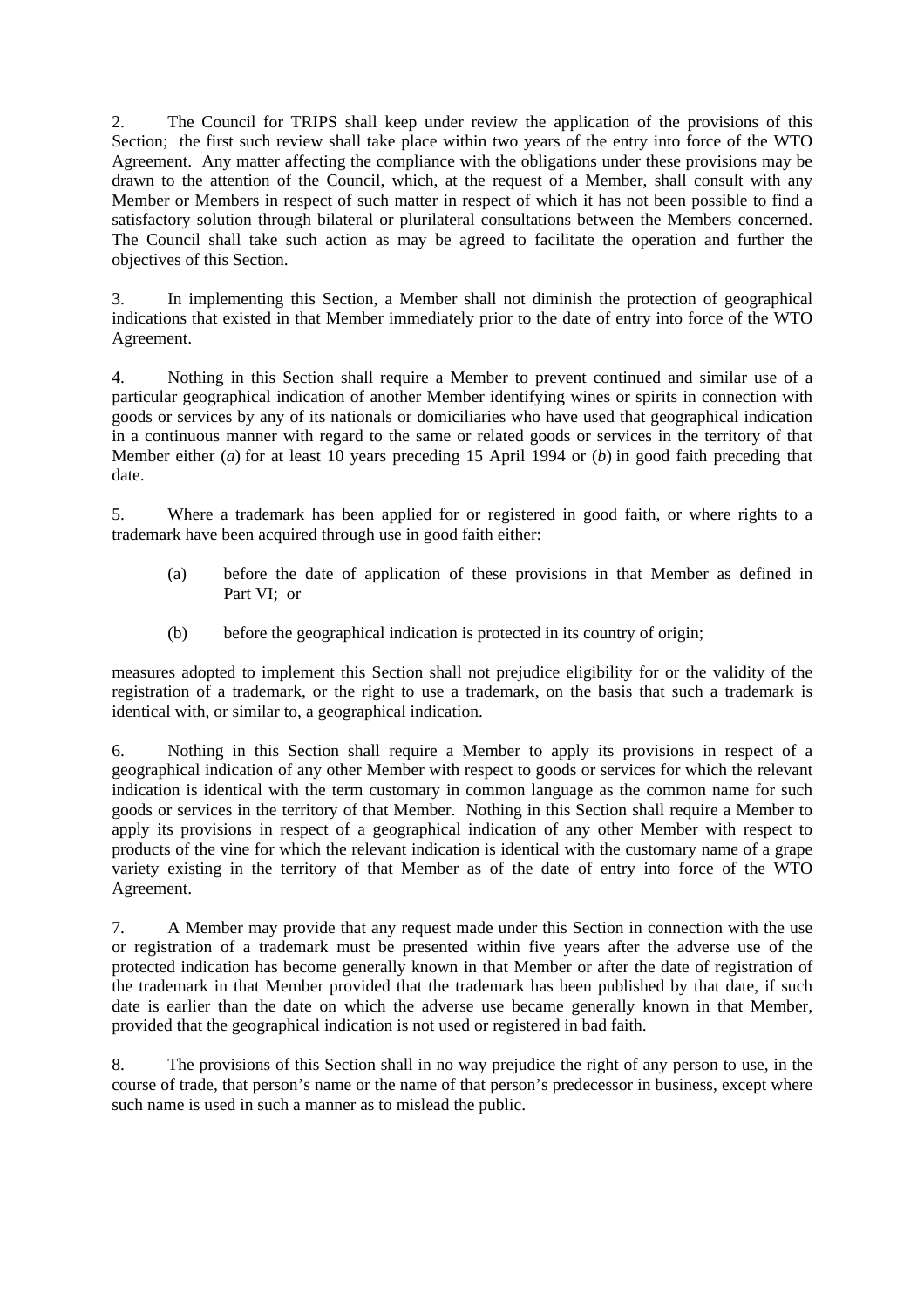2. The Council for TRIPS shall keep under review the application of the provisions of this Section; the first such review shall take place within two years of the entry into force of the WTO Agreement. Any matter affecting the compliance with the obligations under these provisions may be drawn to the attention of the Council, which, at the request of a Member, shall consult with any Member or Members in respect of such matter in respect of which it has not been possible to find a satisfactory solution through bilateral or plurilateral consultations between the Members concerned. The Council shall take such action as may be agreed to facilitate the operation and further the objectives of this Section.

3. In implementing this Section, a Member shall not diminish the protection of geographical indications that existed in that Member immediately prior to the date of entry into force of the WTO Agreement.

4. Nothing in this Section shall require a Member to prevent continued and similar use of a particular geographical indication of another Member identifying wines or spirits in connection with goods or services by any of its nationals or domiciliaries who have used that geographical indication in a continuous manner with regard to the same or related goods or services in the territory of that Member either (*a*) for at least 10 years preceding 15 April 1994 or (*b*) in good faith preceding that date.

5. Where a trademark has been applied for or registered in good faith, or where rights to a trademark have been acquired through use in good faith either:

(a) before the date of application of these provisions in that Member as defined in Part VI; or

(b) before the geographical indication is protected in its country of origin;

measures adopted to implement this Section shall not prejudice eligibility for or the validity of the registration of a trademark, or the right to use a trademark, on the basis that such a trademark is identical with, or similar to, a geographical indication.

6. Nothing in this Section shall require a Member to apply its provisions in respect of a geographical indication of any other Member with respect to goods or services for which the relevant indication is identical with the term customary in common language as the common name for such goods or services in the territory of that Member. Nothing in this Section shall require a Member to apply its provisions in respect of a geographical indication of any other Member with respect to products of the vine for which the relevant indication is identical with the customary name of a grape variety existing in the territory of that Member as of the date of entry into force of the WTO Agreement.

7. A Member may provide that any request made under this Section in connection with the use or registration of a trademark must be presented within five years after the adverse use of the protected indication has become generally known in that Member or after the date of registration of the trademark in that Member provided that the trademark has been published by that date, if such date is earlier than the date on which the adverse use became generally known in that Member, provided that the geographical indication is not used or registered in bad faith.

8. The provisions of this Section shall in no way prejudice the right of any person to use, in the course of trade, that person's name or the name of that person's predecessor in business, except where such name is used in such a manner as to mislead the public.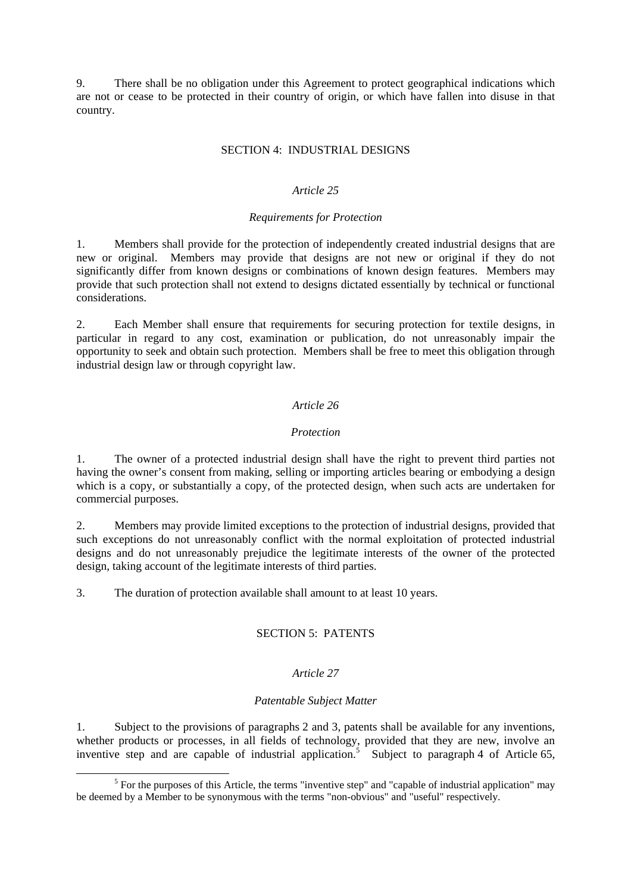9. There shall be no obligation under this Agreement to protect geographical indications which are not or cease to be protected in their country of origin, or which have fallen into disuse in that country.

## SECTION 4: INDUSTRIAL DESIGNS

### *Article 25*

### *Requirements for Protection*

1. Members shall provide for the protection of independently created industrial designs that are new or original. Members may provide that designs are not new or original if they do not significantly differ from known designs or combinations of known design features. Members may provide that such protection shall not extend to designs dictated essentially by technical or functional considerations.

2. Each Member shall ensure that requirements for securing protection for textile designs, in particular in regard to any cost, examination or publication, do not unreasonably impair the opportunity to seek and obtain such protection. Members shall be free to meet this obligation through industrial design law or through copyright law.

### *Article 26*

### *Protection*

1. The owner of a protected industrial design shall have the right to prevent third parties not having the owner's consent from making, selling or importing articles bearing or embodying a design which is a copy, or substantially a copy, of the protected design, when such acts are undertaken for commercial purposes.

2. Members may provide limited exceptions to the protection of industrial designs, provided that such exceptions do not unreasonably conflict with the normal exploitation of protected industrial designs and do not unreasonably prejudice the legitimate interests of the owner of the protected design, taking account of the legitimate interests of third parties.

3. The duration of protection available shall amount to at least 10 years.

## SECTION 5: PATENTS

### *Article 27*

### *Patentable Subject Matter*

1. Subject to the provisions of paragraphs 2 and 3, patents shall be available for any inventions, whether products or processes, in all fields of technology, provided that they are new, involve an inventive step and are capable of industrial application.[5] Subject to paragraph 4 of Article 65,

[5] For the purposes of this Article, the terms "inventive step" and "capable of industrial application" may be deemed by a Member to be synonymous with the terms "non-obvious" and "useful" respectively.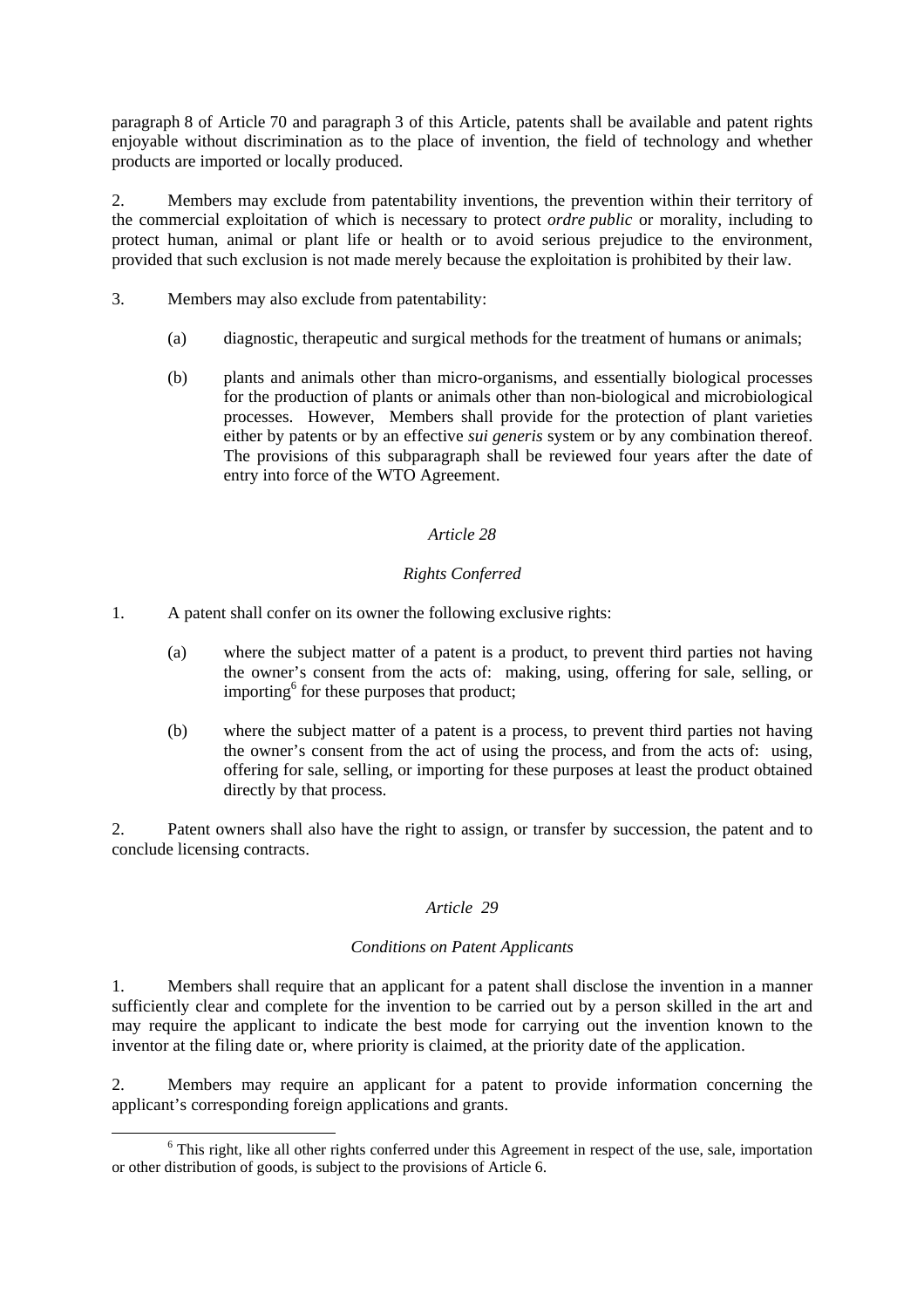paragraph 8 of Article 70 and paragraph 3 of this Article, patents shall be available and patent rights enjoyable without discrimination as to the place of invention, the field of technology and whether products are imported or locally produced.

2. Members may exclude from patentability inventions, the prevention within their territory of the commercial exploitation of which is necessary to protect *ordre public* or morality, including to protect human, animal or plant life or health or to avoid serious prejudice to the environment, provided that such exclusion is not made merely because the exploitation is prohibited by their law.

3. Members may also exclude from patentability:

(a) diagnostic, therapeutic and surgical methods for the treatment of humans or animals;

(b) plants and animals other than micro-organisms, and essentially biological processes for the production of plants or animals other than non-biological and microbiological processes. However, Members shall provide for the protection of plant varieties either by patents or by an effective *sui generis* system or by any combination thereof. The provisions of this subparagraph shall be reviewed four years after the date of entry into force of the WTO Agreement.

### *Article 28*

### *Rights Conferred*

1. A patent shall confer on its owner the following exclusive rights:

(a) where the subject matter of a patent is a product, to prevent third parties not having the owner's consent from the acts of: making, using, offering for sale, selling, or importing[6] for these purposes that product;

(b) where the subject matter of a patent is a process, to prevent third parties not having the owner's consent from the act of using the process, and from the acts of: using, offering for sale, selling, or importing for these purposes at least the product obtained directly by that process.

2. Patent owners shall also have the right to assign, or transfer by succession, the patent and to conclude licensing contracts.

### *Article 29*

### *Conditions on Patent Applicants*

1. Members shall require that an applicant for a patent shall disclose the invention in a manner sufficiently clear and complete for the invention to be carried out by a person skilled in the art and may require the applicant to indicate the best mode for carrying out the invention known to the inventor at the filing date or, where priority is claimed, at the priority date of the application.

2. Members may require an applicant for a patent to provide information concerning the applicant's corresponding foreign applications and grants.

---

[6] This right, like all other rights conferred under this Agreement in respect of the use, sale, importation or other distribution of goods, is subject to the provisions of Article 6.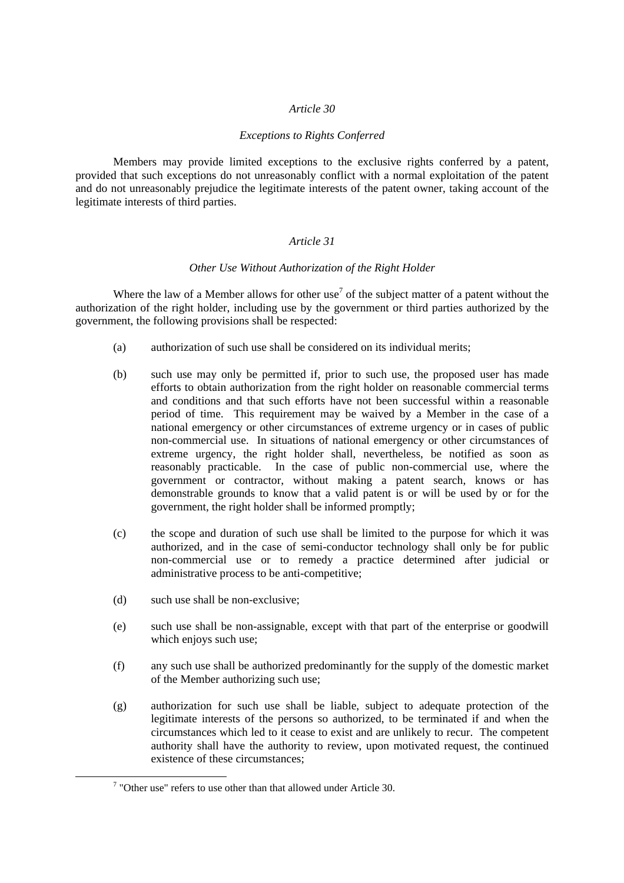### *Article 30*

### *Exceptions to Rights Conferred*

Members may provide limited exceptions to the exclusive rights conferred by a patent, provided that such exceptions do not unreasonably conflict with a normal exploitation of the patent and do not unreasonably prejudice the legitimate interests of the patent owner, taking account of the legitimate interests of third parties.

### *Article 31*

### *Other Use Without Authorization of the Right Holder*

Where the law of a Member allows for other use[7] of the subject matter of a patent without the authorization of the right holder, including use by the government or third parties authorized by the government, the following provisions shall be respected:

(a) authorization of such use shall be considered on its individual merits;

(b) such use may only be permitted if, prior to such use, the proposed user has made efforts to obtain authorization from the right holder on reasonable commercial terms and conditions and that such efforts have not been successful within a reasonable period of time. This requirement may be waived by a Member in the case of a national emergency or other circumstances of extreme urgency or in cases of public non-commercial use. In situations of national emergency or other circumstances of extreme urgency, the right holder shall, nevertheless, be notified as soon as reasonably practicable. In the case of public non-commercial use, where the government or contractor, without making a patent search, knows or has demonstrable grounds to know that a valid patent is or will be used by or for the government, the right holder shall be informed promptly;

(c) the scope and duration of such use shall be limited to the purpose for which it was authorized, and in the case of semi-conductor technology shall only be for public non-commercial use or to remedy a practice determined after judicial or administrative process to be anti-competitive;

(d) such use shall be non-exclusive;

(e) such use shall be non-assignable, except with that part of the enterprise or goodwill which enjoys such use;

(f) any such use shall be authorized predominantly for the supply of the domestic market of the Member authorizing such use;

(g) authorization for such use shall be liable, subject to adequate protection of the legitimate interests of the persons so authorized, to be terminated if and when the circumstances which led to it cease to exist and are unlikely to recur. The competent authority shall have the authority to review, upon motivated request, the continued existence of these circumstances;

---

[7] "Other use" refers to use other than that allowed under Article 30.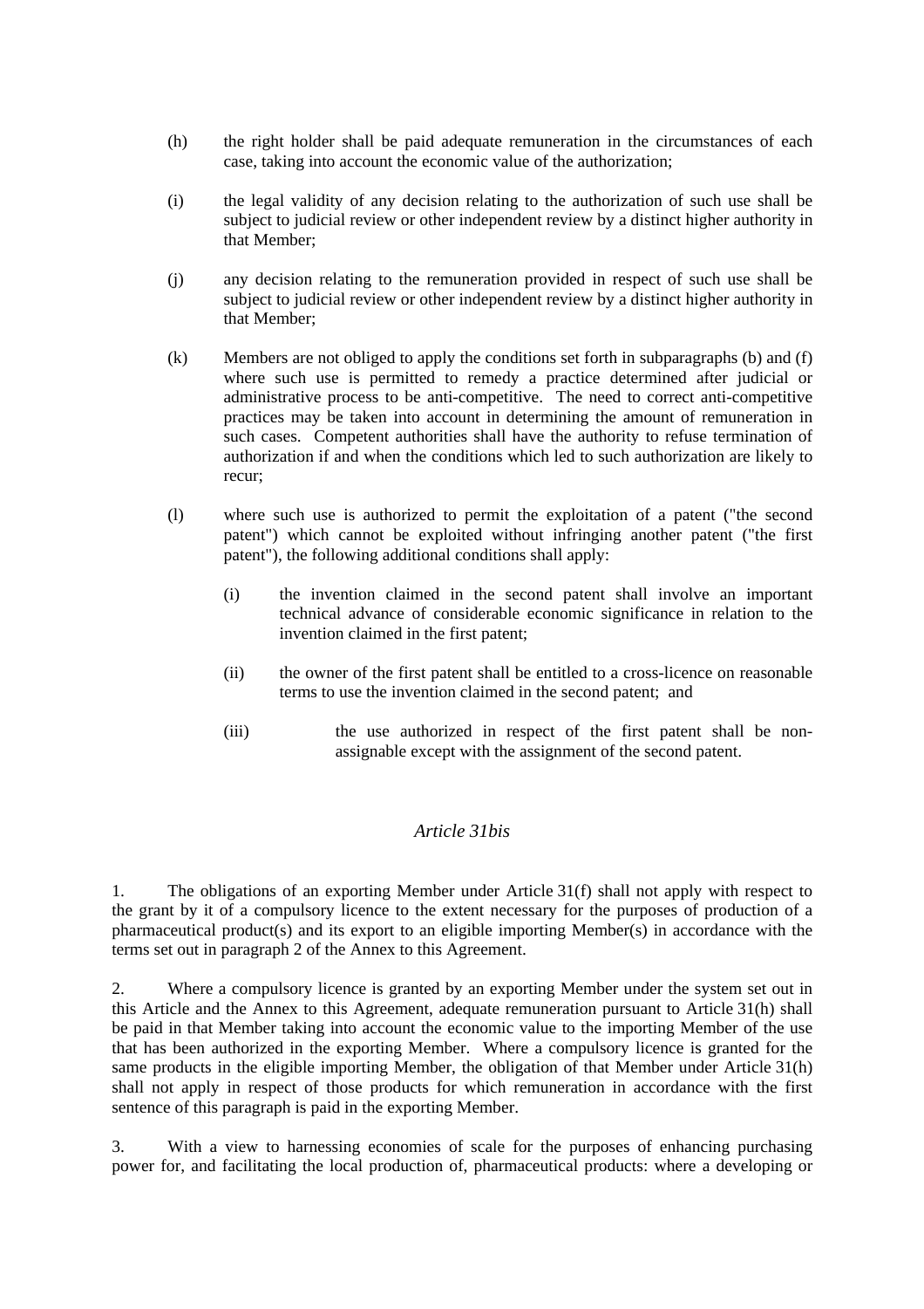(h) the right holder shall be paid adequate remuneration in the circumstances of each case, taking into account the economic value of the authorization;

(i) the legal validity of any decision relating to the authorization of such use shall be subject to judicial review or other independent review by a distinct higher authority in that Member;

(j) any decision relating to the remuneration provided in respect of such use shall be subject to judicial review or other independent review by a distinct higher authority in that Member;

(k) Members are not obliged to apply the conditions set forth in subparagraphs (b) and (f) where such use is permitted to remedy a practice determined after judicial or administrative process to be anti-competitive. The need to correct anti-competitive practices may be taken into account in determining the amount of remuneration in such cases. Competent authorities shall have the authority to refuse termination of authorization if and when the conditions which led to such authorization are likely to recur;

(l) where such use is authorized to permit the exploitation of a patent ("the second patent") which cannot be exploited without infringing another patent ("the first patent"), the following additional conditions shall apply:

   (i) the invention claimed in the second patent shall involve an important technical advance of considerable economic significance in relation to the invention claimed in the first patent;

   (ii) the owner of the first patent shall be entitled to a cross-licence on reasonable terms to use the invention claimed in the second patent; and

   (iii) the use authorized in respect of the first patent shall be non-assignable except with the assignment of the second patent.

## *Article 31bis*

1. The obligations of an exporting Member under Article 31(f) shall not apply with respect to the grant by it of a compulsory licence to the extent necessary for the purposes of production of a pharmaceutical product(s) and its export to an eligible importing Member(s) in accordance with the terms set out in paragraph 2 of the Annex to this Agreement.

2. Where a compulsory licence is granted by an exporting Member under the system set out in this Article and the Annex to this Agreement, adequate remuneration pursuant to Article 31(h) shall be paid in that Member taking into account the economic value to the importing Member of the use that has been authorized in the exporting Member. Where a compulsory licence is granted for the same products in the eligible importing Member, the obligation of that Member under Article 31(h) shall not apply in respect of those products for which remuneration in accordance with the first sentence of this paragraph is paid in the exporting Member.

3. With a view to harnessing economies of scale for the purposes of enhancing purchasing power for, and facilitating the local production of, pharmaceutical products: where a developing or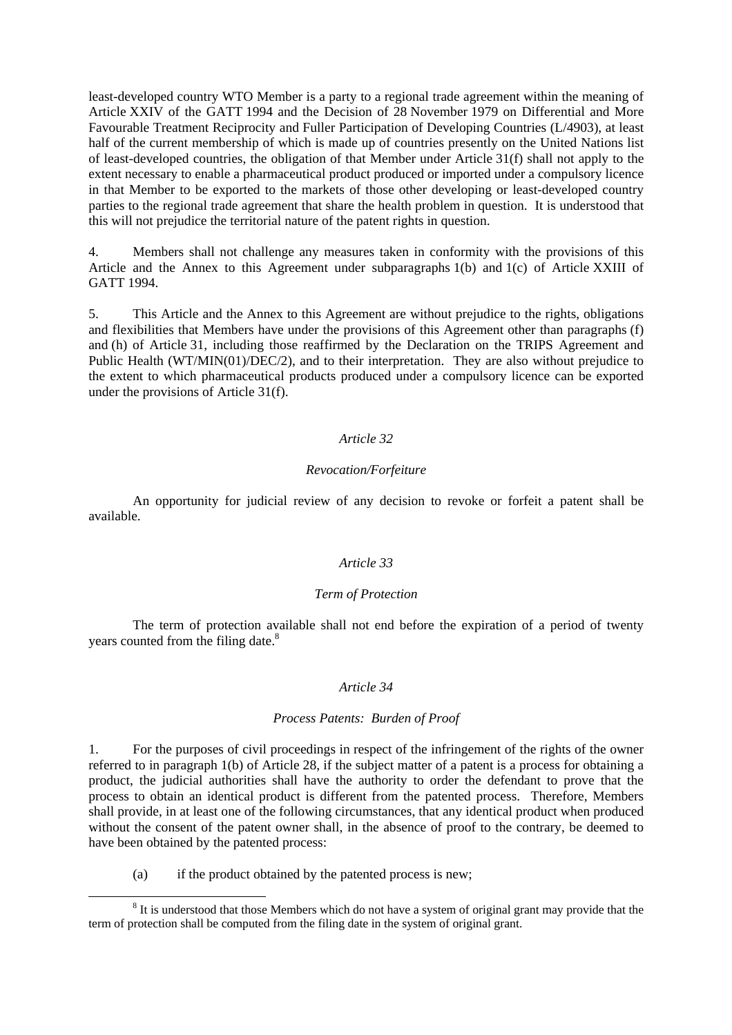least-developed country WTO Member is a party to a regional trade agreement within the meaning of Article XXIV of the GATT 1994 and the Decision of 28 November 1979 on Differential and More Favourable Treatment Reciprocity and Fuller Participation of Developing Countries (L/4903), at least half of the current membership of which is made up of countries presently on the United Nations list of least-developed countries, the obligation of that Member under Article 31(f) shall not apply to the extent necessary to enable a pharmaceutical product produced or imported under a compulsory licence in that Member to be exported to the markets of those other developing or least-developed country parties to the regional trade agreement that share the health problem in question. It is understood that this will not prejudice the territorial nature of the patent rights in question.

4. Members shall not challenge any measures taken in conformity with the provisions of this Article and the Annex to this Agreement under subparagraphs 1(b) and 1(c) of Article XXIII of GATT 1994.

5. This Article and the Annex to this Agreement are without prejudice to the rights, obligations and flexibilities that Members have under the provisions of this Agreement other than paragraphs (f) and (h) of Article 31, including those reaffirmed by the Declaration on the TRIPS Agreement and Public Health (WT/MIN(01)/DEC/2), and to their interpretation. They are also without prejudice to the extent to which pharmaceutical products produced under a compulsory licence can be exported under the provisions of Article 31(f).

### *Article 32*

#### *Revocation/Forfeiture*

An opportunity for judicial review of any decision to revoke or forfeit a patent shall be available.

### *Article 33*

#### *Term of Protection*

The term of protection available shall not end before the expiration of a period of twenty years counted from the filing date.[8]

### *Article 34*

#### *Process Patents: Burden of Proof*

1. For the purposes of civil proceedings in respect of the infringement of the rights of the owner referred to in paragraph 1(b) of Article 28, if the subject matter of a patent is a process for obtaining a product, the judicial authorities shall have the authority to order the defendant to prove that the process to obtain an identical product is different from the patented process. Therefore, Members shall provide, in at least one of the following circumstances, that any identical product when produced without the consent of the patent owner shall, in the absence of proof to the contrary, be deemed to have been obtained by the patented process:

(a) if the product obtained by the patented process is new;

[8] It is understood that those Members which do not have a system of original grant may provide that the term of protection shall be computed from the filing date in the system of original grant.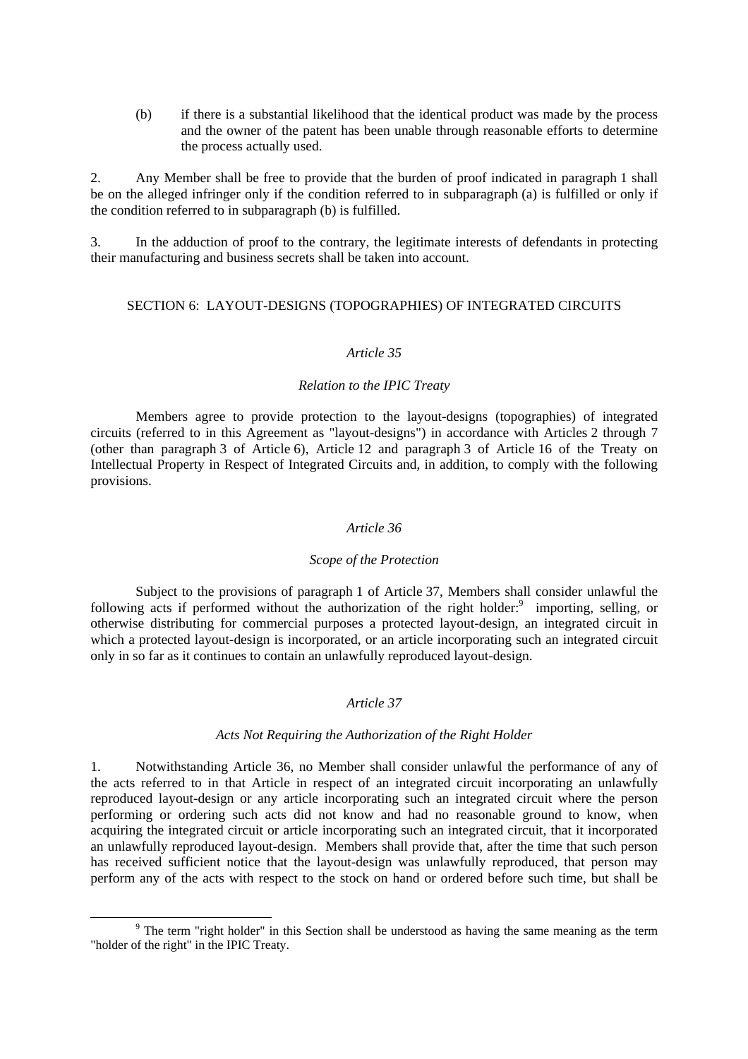(b) if there is a substantial likelihood that the identical product was made by the process and the owner of the patent has been unable through reasonable efforts to determine the process actually used.

2. Any Member shall be free to provide that the burden of proof indicated in paragraph 1 shall be on the alleged infringer only if the condition referred to in subparagraph (a) is fulfilled or only if the condition referred to in subparagraph (b) is fulfilled.

3. In the adduction of proof to the contrary, the legitimate interests of defendants in protecting their manufacturing and business secrets shall be taken into account.

## SECTION 6: LAYOUT-DESIGNS (TOPOGRAPHIES) OF INTEGRATED CIRCUITS

### *Article 35*

#### *Relation to the IPIC Treaty*

Members agree to provide protection to the layout-designs (topographies) of integrated circuits (referred to in this Agreement as "layout-designs") in accordance with Articles 2 through 7 (other than paragraph 3 of Article 6), Article 12 and paragraph 3 of Article 16 of the Treaty on Intellectual Property in Respect of Integrated Circuits and, in addition, to comply with the following provisions.

### *Article 36*

#### *Scope of the Protection*

Subject to the provisions of paragraph 1 of Article 37, Members shall consider unlawful the following acts if performed without the authorization of the right holder:[9] importing, selling, or otherwise distributing for commercial purposes a protected layout-design, an integrated circuit in which a protected layout-design is incorporated, or an article incorporating such an integrated circuit only in so far as it continues to contain an unlawfully reproduced layout-design.

### *Article 37*

#### *Acts Not Requiring the Authorization of the Right Holder*

1. Notwithstanding Article 36, no Member shall consider unlawful the performance of any of the acts referred to in that Article in respect of an integrated circuit incorporating an unlawfully reproduced layout-design or any article incorporating such an integrated circuit where the person performing or ordering such acts did not know and had no reasonable ground to know, when acquiring the integrated circuit or article incorporating such an integrated circuit, that it incorporated an unlawfully reproduced layout-design. Members shall provide that, after the time that such person has received sufficient notice that the layout-design was unlawfully reproduced, that person may perform any of the acts with respect to the stock on hand or ordered before such time, but shall be

[9] The term "right holder" in this Section shall be understood as having the same meaning as the term "holder of the right" in the IPIC Treaty.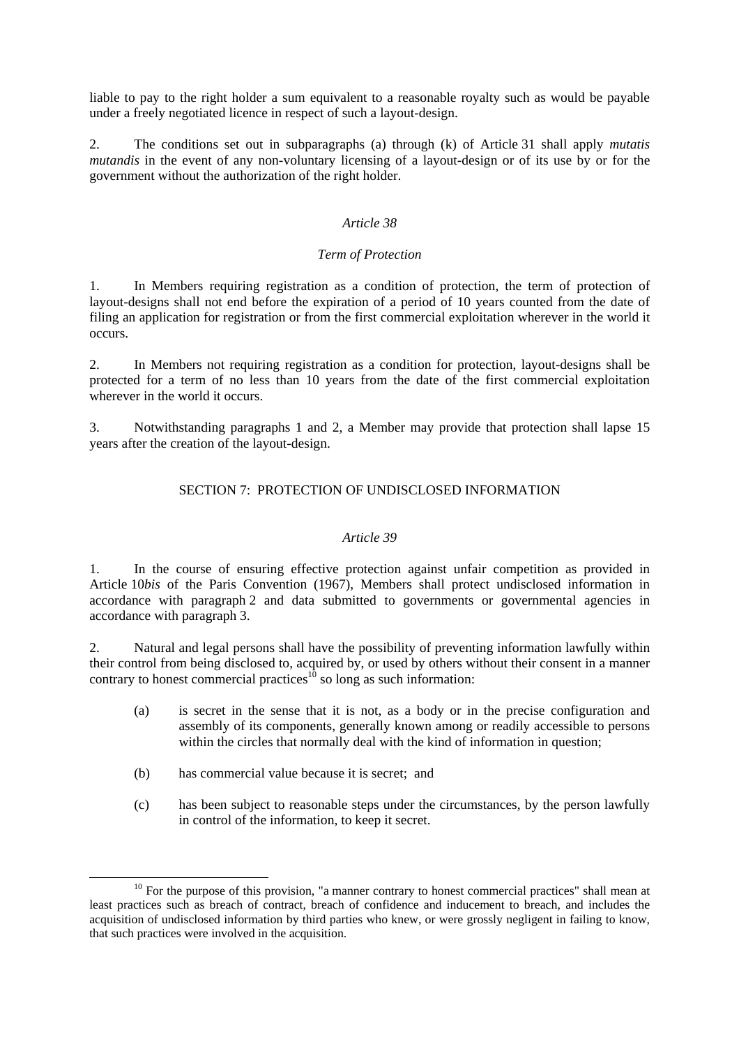liable to pay to the right holder a sum equivalent to a reasonable royalty such as would be payable under a freely negotiated licence in respect of such a layout-design.

2. The conditions set out in subparagraphs (a) through (k) of Article 31 shall apply *mutatis mutandis* in the event of any non-voluntary licensing of a layout-design or of its use by or for the government without the authorization of the right holder.

*Article 38*

*Term of Protection*

1. In Members requiring registration as a condition of protection, the term of protection of layout-designs shall not end before the expiration of a period of 10 years counted from the date of filing an application for registration or from the first commercial exploitation wherever in the world it occurs.

2. In Members not requiring registration as a condition for protection, layout-designs shall be protected for a term of no less than 10 years from the date of the first commercial exploitation wherever in the world it occurs.

3. Notwithstanding paragraphs 1 and 2, a Member may provide that protection shall lapse 15 years after the creation of the layout-design.

## SECTION 7: PROTECTION OF UNDISCLOSED INFORMATION

*Article 39*

1. In the course of ensuring effective protection against unfair competition as provided in Article 10*bis* of the Paris Convention (1967), Members shall protect undisclosed information in accordance with paragraph 2 and data submitted to governments or governmental agencies in accordance with paragraph 3.

2. Natural and legal persons shall have the possibility of preventing information lawfully within their control from being disclosed to, acquired by, or used by others without their consent in a manner contrary to honest commercial practices[10] so long as such information:

(a) is secret in the sense that it is not, as a body or in the precise configuration and assembly of its components, generally known among or readily accessible to persons within the circles that normally deal with the kind of information in question;

(b) has commercial value because it is secret; and

(c) has been subject to reasonable steps under the circumstances, by the person lawfully in control of the information, to keep it secret.

---

[10] For the purpose of this provision, "a manner contrary to honest commercial practices" shall mean at least practices such as breach of contract, breach of confidence and inducement to breach, and includes the acquisition of undisclosed information by third parties who knew, or were grossly negligent in failing to know, that such practices were involved in the acquisition.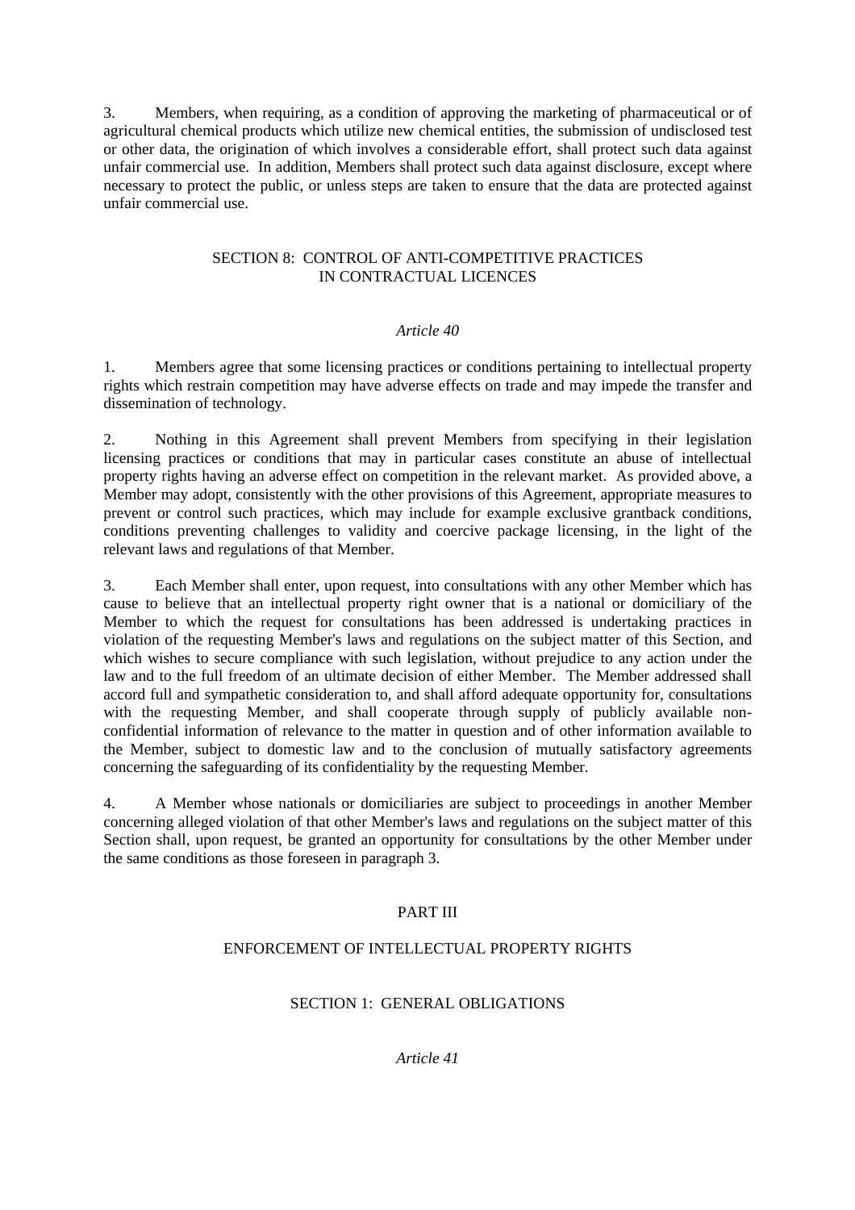3. Members, when requiring, as a condition of approving the marketing of pharmaceutical or of agricultural chemical products which utilize new chemical entities, the submission of undisclosed test or other data, the origination of which involves a considerable effort, shall protect such data against unfair commercial use. In addition, Members shall protect such data against disclosure, except where necessary to protect the public, or unless steps are taken to ensure that the data are protected against unfair commercial use.

## SECTION 8: CONTROL OF ANTI-COMPETITIVE PRACTICES IN CONTRACTUAL LICENCES

### *Article 40*

1. Members agree that some licensing practices or conditions pertaining to intellectual property rights which restrain competition may have adverse effects on trade and may impede the transfer and dissemination of technology.

2. Nothing in this Agreement shall prevent Members from specifying in their legislation licensing practices or conditions that may in particular cases constitute an abuse of intellectual property rights having an adverse effect on competition in the relevant market. As provided above, a Member may adopt, consistently with the other provisions of this Agreement, appropriate measures to prevent or control such practices, which may include for example exclusive grantback conditions, conditions preventing challenges to validity and coercive package licensing, in the light of the relevant laws and regulations of that Member.

3. Each Member shall enter, upon request, into consultations with any other Member which has cause to believe that an intellectual property right owner that is a national or domiciliary of the Member to which the request for consultations has been addressed is undertaking practices in violation of the requesting Member's laws and regulations on the subject matter of this Section, and which wishes to secure compliance with such legislation, without prejudice to any action under the law and to the full freedom of an ultimate decision of either Member. The Member addressed shall accord full and sympathetic consideration to, and shall afford adequate opportunity for, consultations with the requesting Member, and shall cooperate through supply of publicly available non-confidential information of relevance to the matter in question and of other information available to the Member, subject to domestic law and to the conclusion of mutually satisfactory agreements concerning the safeguarding of its confidentiality by the requesting Member.

4. A Member whose nationals or domiciliaries are subject to proceedings in another Member concerning alleged violation of that other Member's laws and regulations on the subject matter of this Section shall, upon request, be granted an opportunity for consultations by the other Member under the same conditions as those foreseen in paragraph 3.

# PART III

# ENFORCEMENT OF INTELLECTUAL PROPERTY RIGHTS

## SECTION 1: GENERAL OBLIGATIONS

### *Article 41*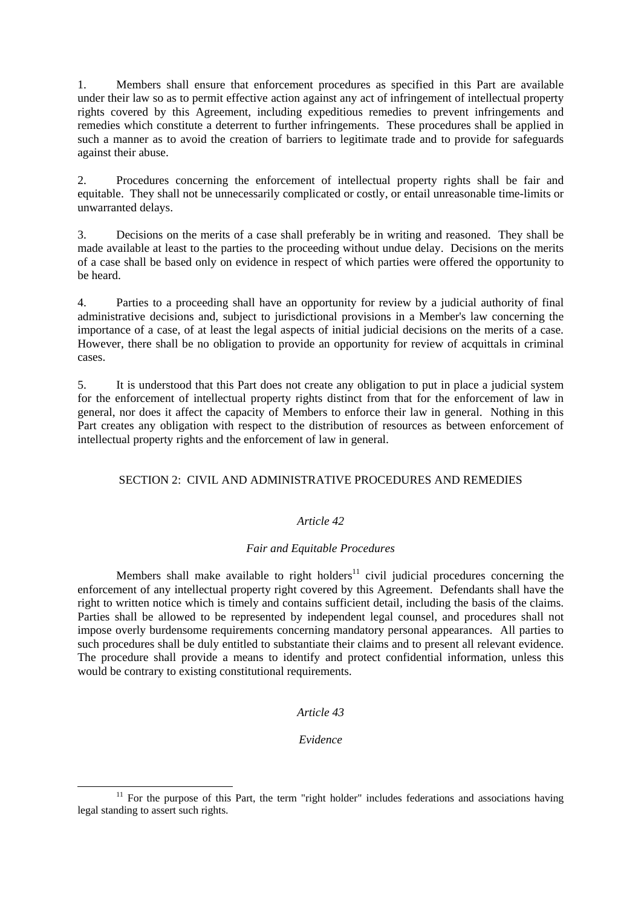1. Members shall ensure that enforcement procedures as specified in this Part are available under their law so as to permit effective action against any act of infringement of intellectual property rights covered by this Agreement, including expeditious remedies to prevent infringements and remedies which constitute a deterrent to further infringements. These procedures shall be applied in such a manner as to avoid the creation of barriers to legitimate trade and to provide for safeguards against their abuse.

2. Procedures concerning the enforcement of intellectual property rights shall be fair and equitable. They shall not be unnecessarily complicated or costly, or entail unreasonable time-limits or unwarranted delays.

3. Decisions on the merits of a case shall preferably be in writing and reasoned. They shall be made available at least to the parties to the proceeding without undue delay. Decisions on the merits of a case shall be based only on evidence in respect of which parties were offered the opportunity to be heard.

4. Parties to a proceeding shall have an opportunity for review by a judicial authority of final administrative decisions and, subject to jurisdictional provisions in a Member's law concerning the importance of a case, of at least the legal aspects of initial judicial decisions on the merits of a case. However, there shall be no obligation to provide an opportunity for review of acquittals in criminal cases.

5. It is understood that this Part does not create any obligation to put in place a judicial system for the enforcement of intellectual property rights distinct from that for the enforcement of law in general, nor does it affect the capacity of Members to enforce their law in general. Nothing in this Part creates any obligation with respect to the distribution of resources as between enforcement of intellectual property rights and the enforcement of law in general.

## SECTION 2: CIVIL AND ADMINISTRATIVE PROCEDURES AND REMEDIES

### *Article 42*

### *Fair and Equitable Procedures*

Members shall make available to right holders[11] civil judicial procedures concerning the enforcement of any intellectual property right covered by this Agreement. Defendants shall have the right to written notice which is timely and contains sufficient detail, including the basis of the claims. Parties shall be allowed to be represented by independent legal counsel, and procedures shall not impose overly burdensome requirements concerning mandatory personal appearances. All parties to such procedures shall be duly entitled to substantiate their claims and to present all relevant evidence. The procedure shall provide a means to identify and protect confidential information, unless this would be contrary to existing constitutional requirements.

### *Article 43*

### *Evidence*

[11] For the purpose of this Part, the term "right holder" includes federations and associations having legal standing to assert such rights.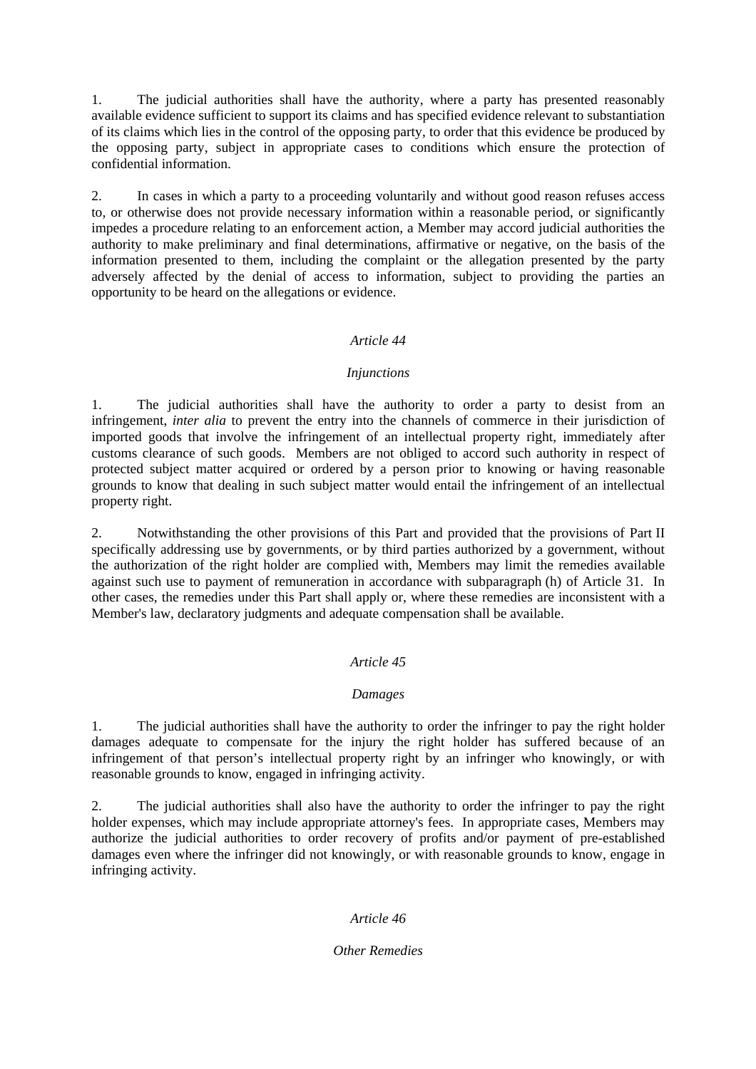1. The judicial authorities shall have the authority, where a party has presented reasonably available evidence sufficient to support its claims and has specified evidence relevant to substantiation of its claims which lies in the control of the opposing party, to order that this evidence be produced by the opposing party, subject in appropriate cases to conditions which ensure the protection of confidential information.

2. In cases in which a party to a proceeding voluntarily and without good reason refuses access to, or otherwise does not provide necessary information within a reasonable period, or significantly impedes a procedure relating to an enforcement action, a Member may accord judicial authorities the authority to make preliminary and final determinations, affirmative or negative, on the basis of the information presented to them, including the complaint or the allegation presented by the party adversely affected by the denial of access to information, subject to providing the parties an opportunity to be heard on the allegations or evidence.

*Article 44*

*Injunctions*

1. The judicial authorities shall have the authority to order a party to desist from an infringement, *inter alia* to prevent the entry into the channels of commerce in their jurisdiction of imported goods that involve the infringement of an intellectual property right, immediately after customs clearance of such goods. Members are not obliged to accord such authority in respect of protected subject matter acquired or ordered by a person prior to knowing or having reasonable grounds to know that dealing in such subject matter would entail the infringement of an intellectual property right.

2. Notwithstanding the other provisions of this Part and provided that the provisions of Part II specifically addressing use by governments, or by third parties authorized by a government, without the authorization of the right holder are complied with, Members may limit the remedies available against such use to payment of remuneration in accordance with subparagraph (h) of Article 31. In other cases, the remedies under this Part shall apply or, where these remedies are inconsistent with a Member's law, declaratory judgments and adequate compensation shall be available.

*Article 45*

*Damages*

1. The judicial authorities shall have the authority to order the infringer to pay the right holder damages adequate to compensate for the injury the right holder has suffered because of an infringement of that person's intellectual property right by an infringer who knowingly, or with reasonable grounds to know, engaged in infringing activity.

2. The judicial authorities shall also have the authority to order the infringer to pay the right holder expenses, which may include appropriate attorney's fees. In appropriate cases, Members may authorize the judicial authorities to order recovery of profits and/or payment of pre-established damages even where the infringer did not knowingly, or with reasonable grounds to know, engage in infringing activity.

*Article 46*

*Other Remedies*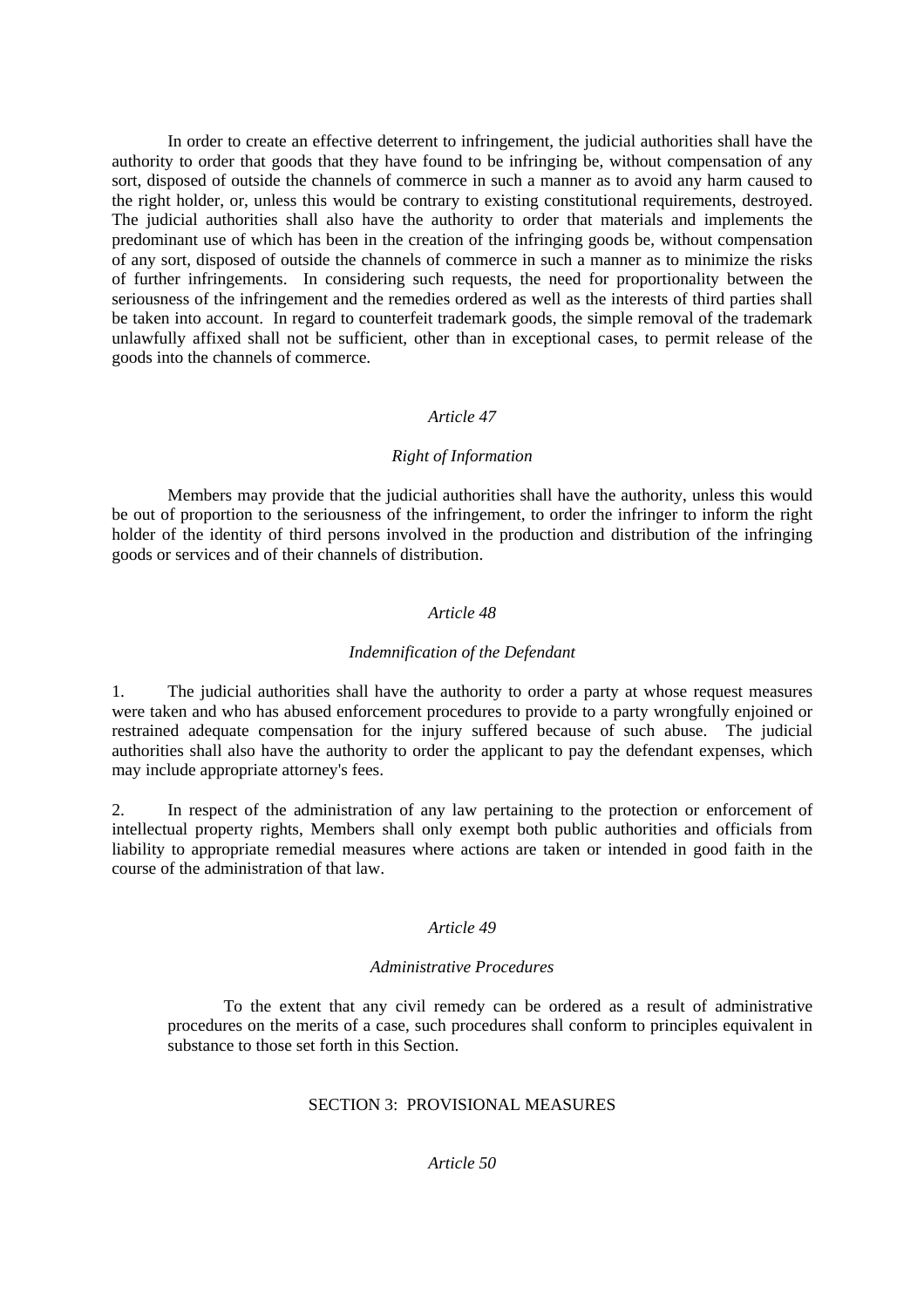In order to create an effective deterrent to infringement, the judicial authorities shall have the authority to order that goods that they have found to be infringing be, without compensation of any sort, disposed of outside the channels of commerce in such a manner as to avoid any harm caused to the right holder, or, unless this would be contrary to existing constitutional requirements, destroyed. The judicial authorities shall also have the authority to order that materials and implements the predominant use of which has been in the creation of the infringing goods be, without compensation of any sort, disposed of outside the channels of commerce in such a manner as to minimize the risks of further infringements. In considering such requests, the need for proportionality between the seriousness of the infringement and the remedies ordered as well as the interests of third parties shall be taken into account. In regard to counterfeit trademark goods, the simple removal of the trademark unlawfully affixed shall not be sufficient, other than in exceptional cases, to permit release of the goods into the channels of commerce.

*Article 47*

*Right of Information*

Members may provide that the judicial authorities shall have the authority, unless this would be out of proportion to the seriousness of the infringement, to order the infringer to inform the right holder of the identity of third persons involved in the production and distribution of the infringing goods or services and of their channels of distribution.

*Article 48*

*Indemnification of the Defendant*

1. The judicial authorities shall have the authority to order a party at whose request measures were taken and who has abused enforcement procedures to provide to a party wrongfully enjoined or restrained adequate compensation for the injury suffered because of such abuse. The judicial authorities shall also have the authority to order the applicant to pay the defendant expenses, which may include appropriate attorney's fees.

2. In respect of the administration of any law pertaining to the protection or enforcement of intellectual property rights, Members shall only exempt both public authorities and officials from liability to appropriate remedial measures where actions are taken or intended in good faith in the course of the administration of that law.

*Article 49*

*Administrative Procedures*

To the extent that any civil remedy can be ordered as a result of administrative procedures on the merits of a case, such procedures shall conform to principles equivalent in substance to those set forth in this Section.

SECTION 3: PROVISIONAL MEASURES

*Article 50*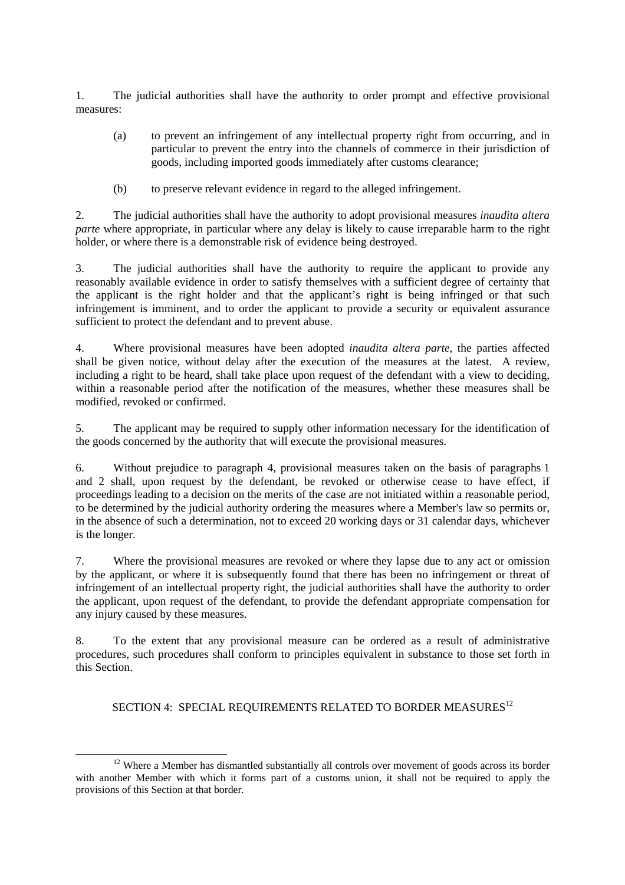1. The judicial authorities shall have the authority to order prompt and effective provisional measures:

   (a) to prevent an infringement of any intellectual property right from occurring, and in particular to prevent the entry into the channels of commerce in their jurisdiction of goods, including imported goods immediately after customs clearance;

   (b) to preserve relevant evidence in regard to the alleged infringement.

2. The judicial authorities shall have the authority to adopt provisional measures *inaudita altera parte* where appropriate, in particular where any delay is likely to cause irreparable harm to the right holder, or where there is a demonstrable risk of evidence being destroyed.

3. The judicial authorities shall have the authority to require the applicant to provide any reasonably available evidence in order to satisfy themselves with a sufficient degree of certainty that the applicant is the right holder and that the applicant's right is being infringed or that such infringement is imminent, and to order the applicant to provide a security or equivalent assurance sufficient to protect the defendant and to prevent abuse.

4. Where provisional measures have been adopted *inaudita altera parte*, the parties affected shall be given notice, without delay after the execution of the measures at the latest. A review, including a right to be heard, shall take place upon request of the defendant with a view to deciding, within a reasonable period after the notification of the measures, whether these measures shall be modified, revoked or confirmed.

5. The applicant may be required to supply other information necessary for the identification of the goods concerned by the authority that will execute the provisional measures.

6. Without prejudice to paragraph 4, provisional measures taken on the basis of paragraphs 1 and 2 shall, upon request by the defendant, be revoked or otherwise cease to have effect, if proceedings leading to a decision on the merits of the case are not initiated within a reasonable period, to be determined by the judicial authority ordering the measures where a Member's law so permits or, in the absence of such a determination, not to exceed 20 working days or 31 calendar days, whichever is the longer.

7. Where the provisional measures are revoked or where they lapse due to any act or omission by the applicant, or where it is subsequently found that there has been no infringement or threat of infringement of an intellectual property right, the judicial authorities shall have the authority to order the applicant, upon request of the defendant, to provide the defendant appropriate compensation for any injury caused by these measures.

8. To the extent that any provisional measure can be ordered as a result of administrative procedures, such procedures shall conform to principles equivalent in substance to those set forth in this Section.

## SECTION 4: SPECIAL REQUIREMENTS RELATED TO BORDER MEASURES[12]

[12] Where a Member has dismantled substantially all controls over movement of goods across its border with another Member with which it forms part of a customs union, it shall not be required to apply the provisions of this Section at that border.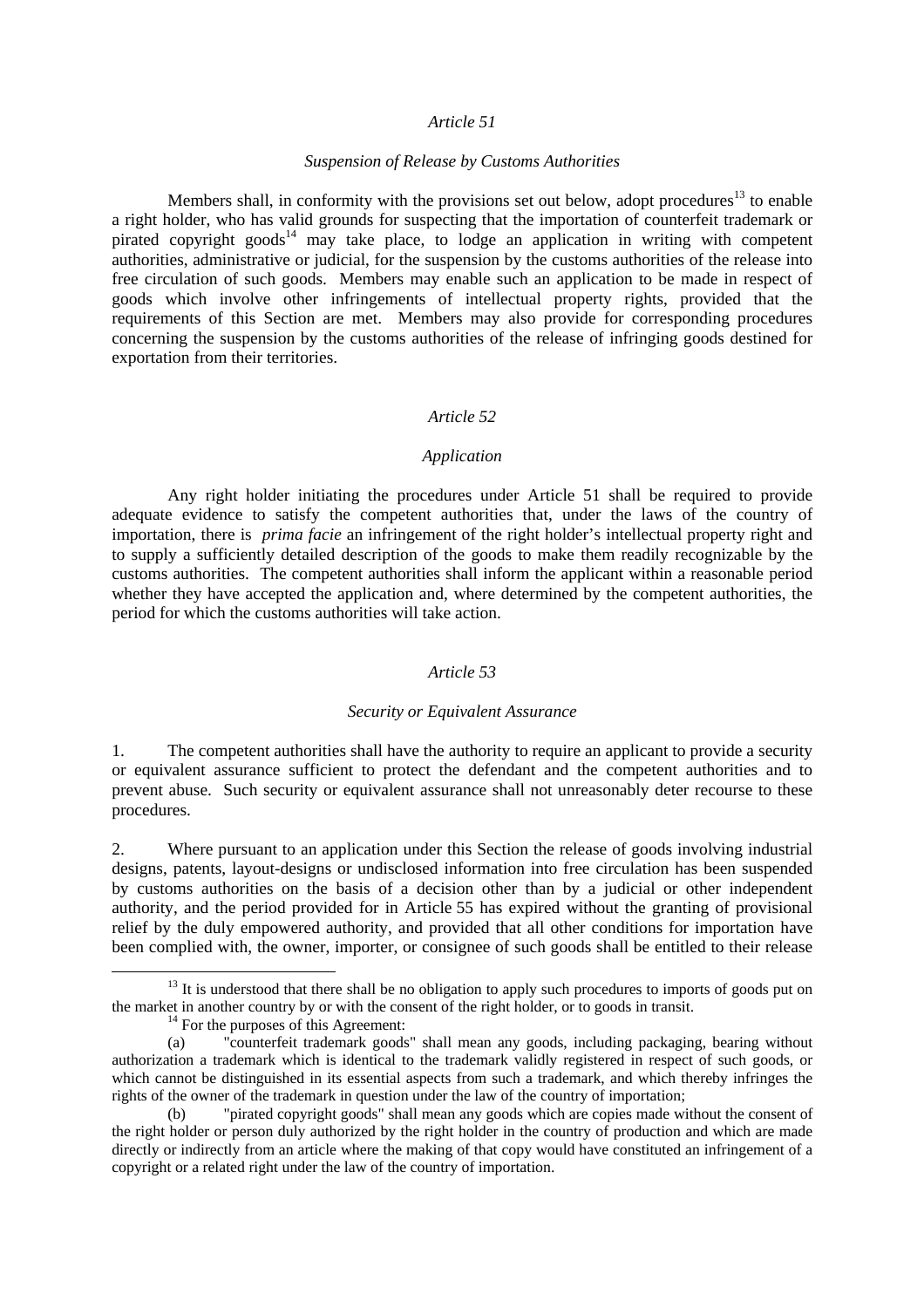*Article 51*

*Suspension of Release by Customs Authorities*

Members shall, in conformity with the provisions set out below, adopt procedures[13] to enable a right holder, who has valid grounds for suspecting that the importation of counterfeit trademark or pirated copyright goods[14] may take place, to lodge an application in writing with competent authorities, administrative or judicial, for the suspension by the customs authorities of the release into free circulation of such goods. Members may enable such an application to be made in respect of goods which involve other infringements of intellectual property rights, provided that the requirements of this Section are met. Members may also provide for corresponding procedures concerning the suspension by the customs authorities of the release of infringing goods destined for exportation from their territories.

*Article 52*

*Application*

Any right holder initiating the procedures under Article 51 shall be required to provide adequate evidence to satisfy the competent authorities that, under the laws of the country of importation, there is *prima facie* an infringement of the right holder's intellectual property right and to supply a sufficiently detailed description of the goods to make them readily recognizable by the customs authorities. The competent authorities shall inform the applicant within a reasonable period whether they have accepted the application and, where determined by the competent authorities, the period for which the customs authorities will take action.

*Article 53*

*Security or Equivalent Assurance*

1. The competent authorities shall have the authority to require an applicant to provide a security or equivalent assurance sufficient to protect the defendant and the competent authorities and to prevent abuse. Such security or equivalent assurance shall not unreasonably deter recourse to these procedures.

2. Where pursuant to an application under this Section the release of goods involving industrial designs, patents, layout-designs or undisclosed information into free circulation has been suspended by customs authorities on the basis of a decision other than by a judicial or other independent authority, and the period provided for in Article 55 has expired without the granting of provisional relief by the duly empowered authority, and provided that all other conditions for importation have been complied with, the owner, importer, or consignee of such goods shall be entitled to their release

---

[13] It is understood that there shall be no obligation to apply such procedures to imports of goods put on the market in another country by or with the consent of the right holder, or to goods in transit.

[14] For the purposes of this Agreement:

(a) "counterfeit trademark goods" shall mean any goods, including packaging, bearing without authorization a trademark which is identical to the trademark validly registered in respect of such goods, or which cannot be distinguished in its essential aspects from such a trademark, and which thereby infringes the rights of the owner of the trademark in question under the law of the country of importation;

(b) "pirated copyright goods" shall mean any goods which are copies made without the consent of the right holder or person duly authorized by the right holder in the country of production and which are made directly or indirectly from an article where the making of that copy would have constituted an infringement of a copyright or a related right under the law of the country of importation.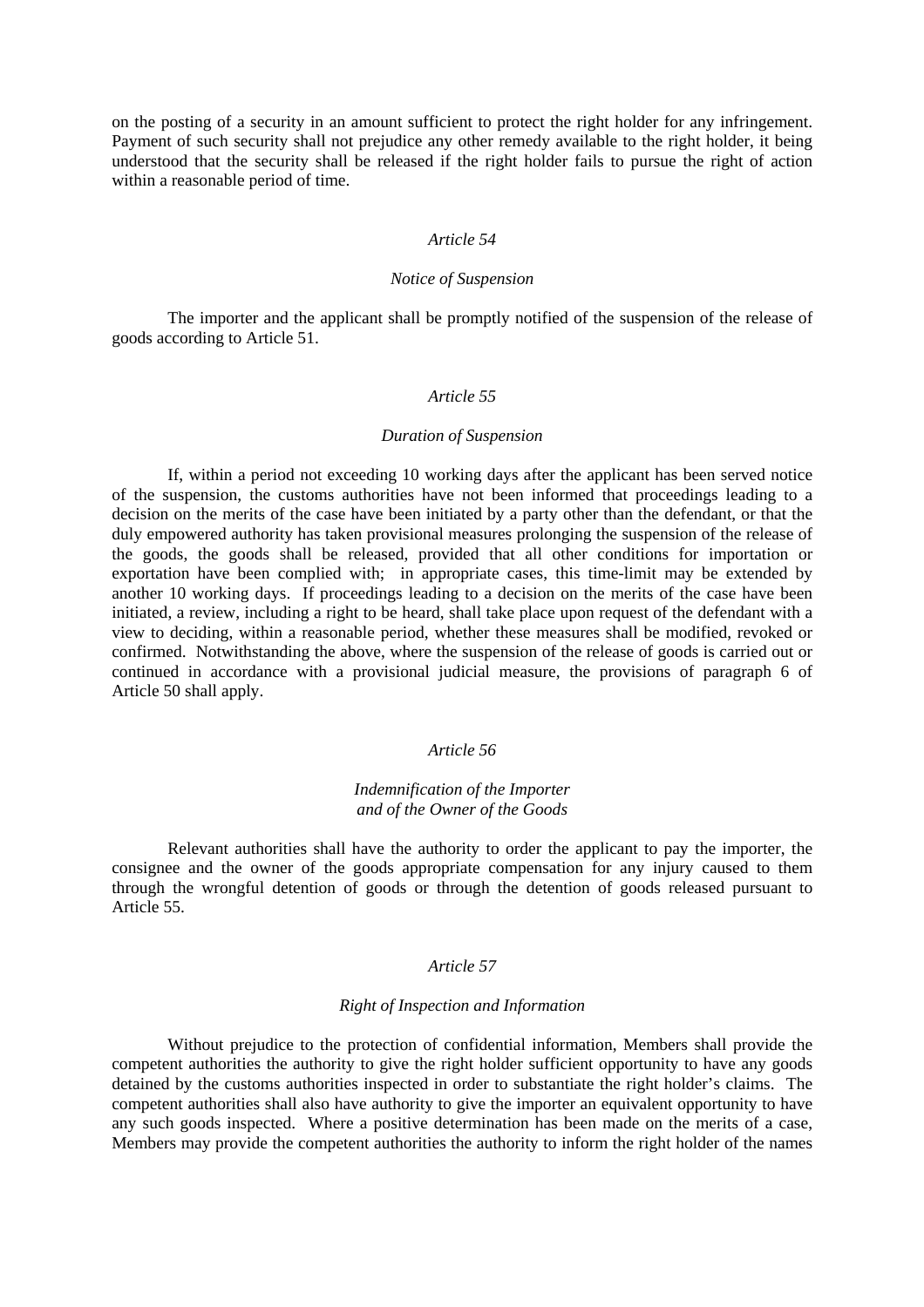on the posting of a security in an amount sufficient to protect the right holder for any infringement. Payment of such security shall not prejudice any other remedy available to the right holder, it being understood that the security shall be released if the right holder fails to pursue the right of action within a reasonable period of time.

*Article 54*

*Notice of Suspension*

The importer and the applicant shall be promptly notified of the suspension of the release of goods according to Article 51.

*Article 55*

*Duration of Suspension*

If, within a period not exceeding 10 working days after the applicant has been served notice of the suspension, the customs authorities have not been informed that proceedings leading to a decision on the merits of the case have been initiated by a party other than the defendant, or that the duly empowered authority has taken provisional measures prolonging the suspension of the release of the goods, the goods shall be released, provided that all other conditions for importation or exportation have been complied with; in appropriate cases, this time-limit may be extended by another 10 working days. If proceedings leading to a decision on the merits of the case have been initiated, a review, including a right to be heard, shall take place upon request of the defendant with a view to deciding, within a reasonable period, whether these measures shall be modified, revoked or confirmed. Notwithstanding the above, where the suspension of the release of goods is carried out or continued in accordance with a provisional judicial measure, the provisions of paragraph 6 of Article 50 shall apply.

*Article 56*

*Indemnification of the Importer and of the Owner of the Goods*

Relevant authorities shall have the authority to order the applicant to pay the importer, the consignee and the owner of the goods appropriate compensation for any injury caused to them through the wrongful detention of goods or through the detention of goods released pursuant to Article 55.

*Article 57*

*Right of Inspection and Information*

Without prejudice to the protection of confidential information, Members shall provide the competent authorities the authority to give the right holder sufficient opportunity to have any goods detained by the customs authorities inspected in order to substantiate the right holder's claims. The competent authorities shall also have authority to give the importer an equivalent opportunity to have any such goods inspected. Where a positive determination has been made on the merits of a case, Members may provide the competent authorities the authority to inform the right holder of the names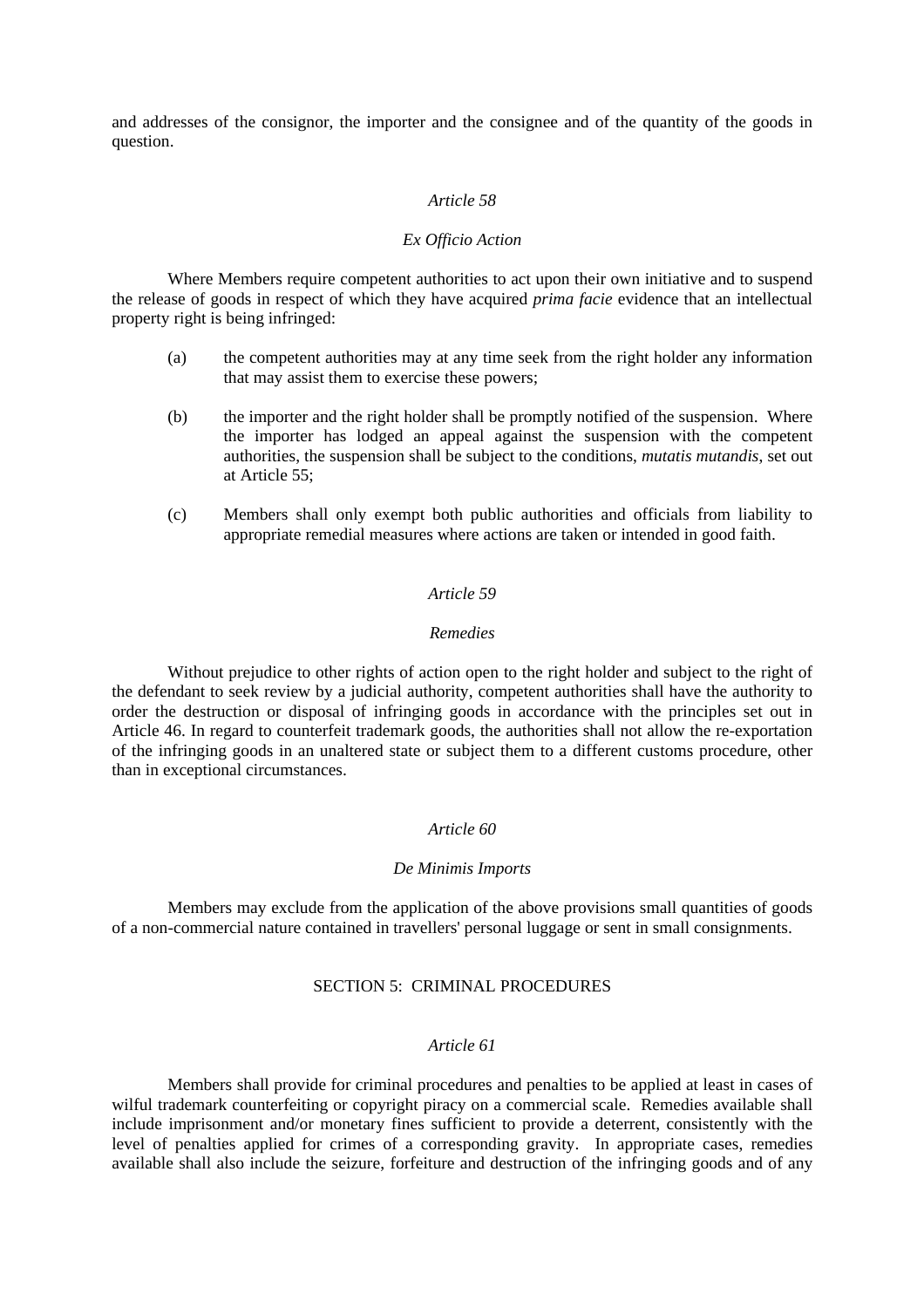and addresses of the consignor, the importer and the consignee and of the quantity of the goods in question.

*Article 58*

*Ex Officio Action*

Where Members require competent authorities to act upon their own initiative and to suspend the release of goods in respect of which they have acquired *prima facie* evidence that an intellectual property right is being infringed:

(a) the competent authorities may at any time seek from the right holder any information that may assist them to exercise these powers;

(b) the importer and the right holder shall be promptly notified of the suspension. Where the importer has lodged an appeal against the suspension with the competent authorities, the suspension shall be subject to the conditions, *mutatis mutandis*, set out at Article 55;

(c) Members shall only exempt both public authorities and officials from liability to appropriate remedial measures where actions are taken or intended in good faith.

*Article 59*

*Remedies*

Without prejudice to other rights of action open to the right holder and subject to the right of the defendant to seek review by a judicial authority, competent authorities shall have the authority to order the destruction or disposal of infringing goods in accordance with the principles set out in Article 46. In regard to counterfeit trademark goods, the authorities shall not allow the re-exportation of the infringing goods in an unaltered state or subject them to a different customs procedure, other than in exceptional circumstances.

*Article 60*

*De Minimis Imports*

Members may exclude from the application of the above provisions small quantities of goods of a non-commercial nature contained in travellers' personal luggage or sent in small consignments.

SECTION 5: CRIMINAL PROCEDURES

*Article 61*

Members shall provide for criminal procedures and penalties to be applied at least in cases of wilful trademark counterfeiting or copyright piracy on a commercial scale. Remedies available shall include imprisonment and/or monetary fines sufficient to provide a deterrent, consistently with the level of penalties applied for crimes of a corresponding gravity. In appropriate cases, remedies available shall also include the seizure, forfeiture and destruction of the infringing goods and of any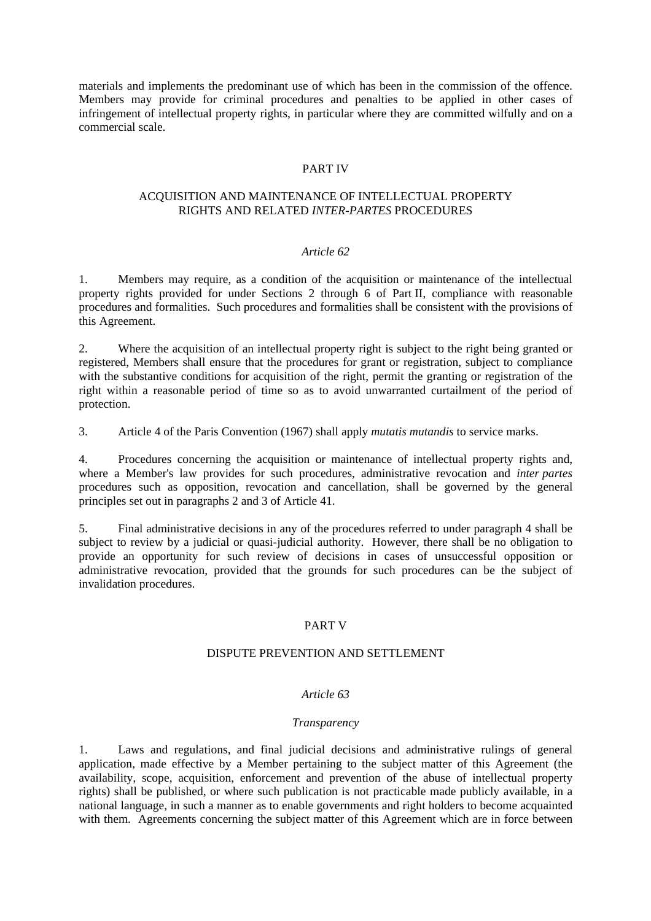materials and implements the predominant use of which has been in the commission of the offence. Members may provide for criminal procedures and penalties to be applied in other cases of infringement of intellectual property rights, in particular where they are committed wilfully and on a commercial scale.

## PART IV

## ACQUISITION AND MAINTENANCE OF INTELLECTUAL PROPERTY RIGHTS AND RELATED *INTER-PARTES* PROCEDURES

### *Article 62*

1. Members may require, as a condition of the acquisition or maintenance of the intellectual property rights provided for under Sections 2 through 6 of Part II, compliance with reasonable procedures and formalities. Such procedures and formalities shall be consistent with the provisions of this Agreement.

2. Where the acquisition of an intellectual property right is subject to the right being granted or registered, Members shall ensure that the procedures for grant or registration, subject to compliance with the substantive conditions for acquisition of the right, permit the granting or registration of the right within a reasonable period of time so as to avoid unwarranted curtailment of the period of protection.

3. Article 4 of the Paris Convention (1967) shall apply *mutatis mutandis* to service marks.

4. Procedures concerning the acquisition or maintenance of intellectual property rights and, where a Member's law provides for such procedures, administrative revocation and *inter partes* procedures such as opposition, revocation and cancellation, shall be governed by the general principles set out in paragraphs 2 and 3 of Article 41.

5. Final administrative decisions in any of the procedures referred to under paragraph 4 shall be subject to review by a judicial or quasi-judicial authority. However, there shall be no obligation to provide an opportunity for such review of decisions in cases of unsuccessful opposition or administrative revocation, provided that the grounds for such procedures can be the subject of invalidation procedures.

## PART V

## DISPUTE PREVENTION AND SETTLEMENT

### *Article 63*

#### *Transparency*

1. Laws and regulations, and final judicial decisions and administrative rulings of general application, made effective by a Member pertaining to the subject matter of this Agreement (the availability, scope, acquisition, enforcement and prevention of the abuse of intellectual property rights) shall be published, or where such publication is not practicable made publicly available, in a national language, in such a manner as to enable governments and right holders to become acquainted with them. Agreements concerning the subject matter of this Agreement which are in force between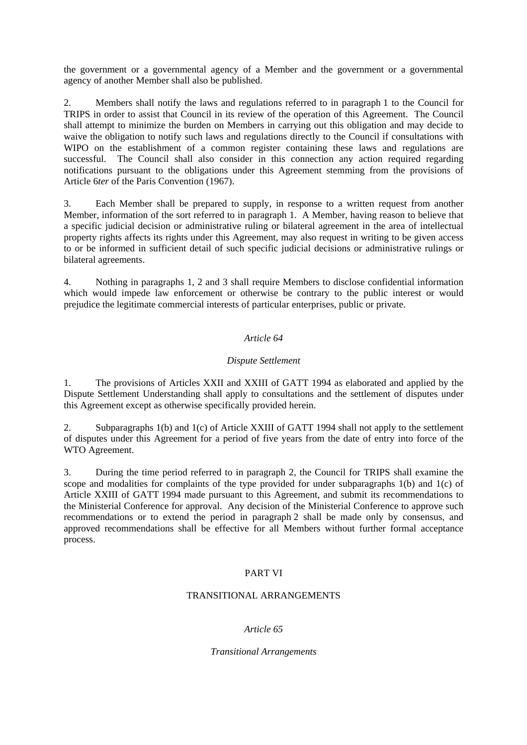the government or a governmental agency of a Member and the government or a governmental agency of another Member shall also be published.

2. Members shall notify the laws and regulations referred to in paragraph 1 to the Council for TRIPS in order to assist that Council in its review of the operation of this Agreement. The Council shall attempt to minimize the burden on Members in carrying out this obligation and may decide to waive the obligation to notify such laws and regulations directly to the Council if consultations with WIPO on the establishment of a common register containing these laws and regulations are successful. The Council shall also consider in this connection any action required regarding notifications pursuant to the obligations under this Agreement stemming from the provisions of Article 6*ter* of the Paris Convention (1967).

3. Each Member shall be prepared to supply, in response to a written request from another Member, information of the sort referred to in paragraph 1. A Member, having reason to believe that a specific judicial decision or administrative ruling or bilateral agreement in the area of intellectual property rights affects its rights under this Agreement, may also request in writing to be given access to or be informed in sufficient detail of such specific judicial decisions or administrative rulings or bilateral agreements.

4. Nothing in paragraphs 1, 2 and 3 shall require Members to disclose confidential information which would impede law enforcement or otherwise be contrary to the public interest or would prejudice the legitimate commercial interests of particular enterprises, public or private.

### *Article 64*

### *Dispute Settlement*

1. The provisions of Articles XXII and XXIII of GATT 1994 as elaborated and applied by the Dispute Settlement Understanding shall apply to consultations and the settlement of disputes under this Agreement except as otherwise specifically provided herein.

2. Subparagraphs 1(b) and 1(c) of Article XXIII of GATT 1994 shall not apply to the settlement of disputes under this Agreement for a period of five years from the date of entry into force of the WTO Agreement.

3. During the time period referred to in paragraph 2, the Council for TRIPS shall examine the scope and modalities for complaints of the type provided for under subparagraphs 1(b) and 1(c) of Article XXIII of GATT 1994 made pursuant to this Agreement, and submit its recommendations to the Ministerial Conference for approval. Any decision of the Ministerial Conference to approve such recommendations or to extend the period in paragraph 2 shall be made only by consensus, and approved recommendations shall be effective for all Members without further formal acceptance process.

## PART VI

## TRANSITIONAL ARRANGEMENTS

### *Article 65*

### *Transitional Arrangements*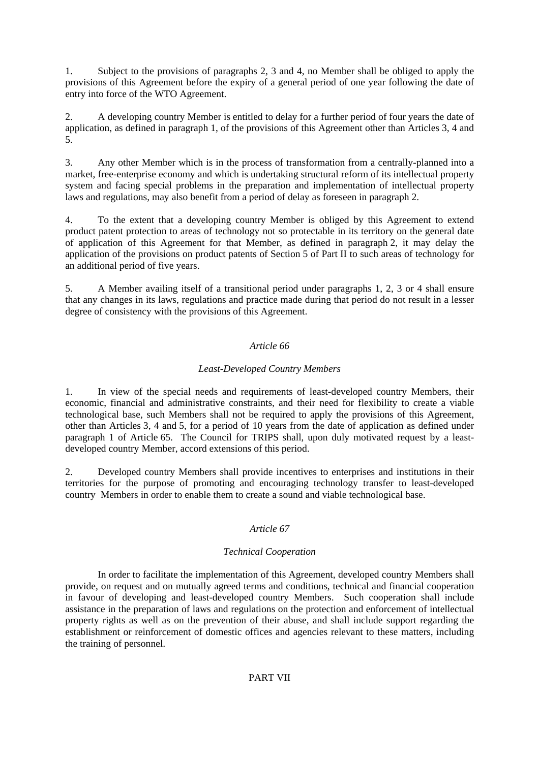1. Subject to the provisions of paragraphs 2, 3 and 4, no Member shall be obliged to apply the provisions of this Agreement before the expiry of a general period of one year following the date of entry into force of the WTO Agreement.

2. A developing country Member is entitled to delay for a further period of four years the date of application, as defined in paragraph 1, of the provisions of this Agreement other than Articles 3, 4 and 5.

3. Any other Member which is in the process of transformation from a centrally-planned into a market, free-enterprise economy and which is undertaking structural reform of its intellectual property system and facing special problems in the preparation and implementation of intellectual property laws and regulations, may also benefit from a period of delay as foreseen in paragraph 2.

4. To the extent that a developing country Member is obliged by this Agreement to extend product patent protection to areas of technology not so protectable in its territory on the general date of application of this Agreement for that Member, as defined in paragraph 2, it may delay the application of the provisions on product patents of Section 5 of Part II to such areas of technology for an additional period of five years.

5. A Member availing itself of a transitional period under paragraphs 1, 2, 3 or 4 shall ensure that any changes in its laws, regulations and practice made during that period do not result in a lesser degree of consistency with the provisions of this Agreement.

### *Article 66*

### *Least-Developed Country Members*

1. In view of the special needs and requirements of least-developed country Members, their economic, financial and administrative constraints, and their need for flexibility to create a viable technological base, such Members shall not be required to apply the provisions of this Agreement, other than Articles 3, 4 and 5, for a period of 10 years from the date of application as defined under paragraph 1 of Article 65. The Council for TRIPS shall, upon duly motivated request by a least-developed country Member, accord extensions of this period.

2. Developed country Members shall provide incentives to enterprises and institutions in their territories for the purpose of promoting and encouraging technology transfer to least-developed country Members in order to enable them to create a sound and viable technological base.

### *Article 67*

### *Technical Cooperation*

In order to facilitate the implementation of this Agreement, developed country Members shall provide, on request and on mutually agreed terms and conditions, technical and financial cooperation in favour of developing and least-developed country Members. Such cooperation shall include assistance in the preparation of laws and regulations on the protection and enforcement of intellectual property rights as well as on the prevention of their abuse, and shall include support regarding the establishment or reinforcement of domestic offices and agencies relevant to these matters, including the training of personnel.

## PART VII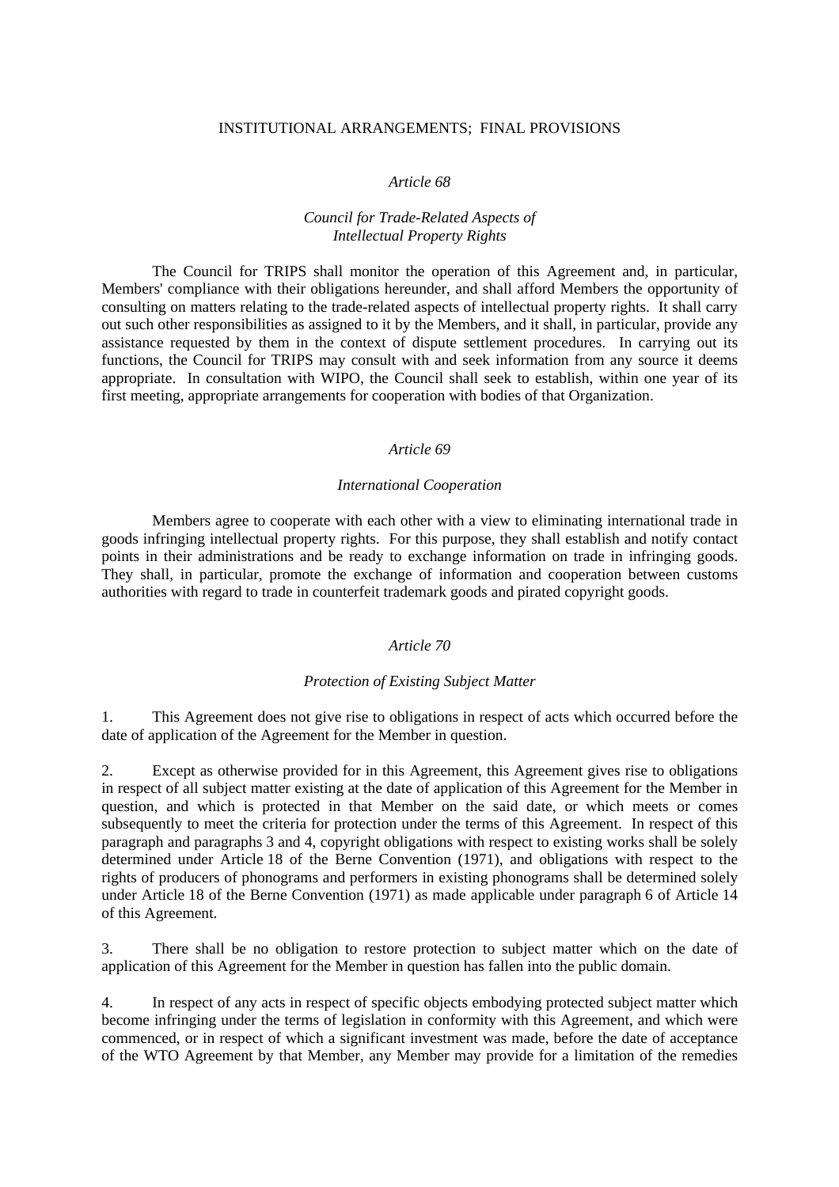# INSTITUTIONAL ARRANGEMENTS; FINAL PROVISIONS

## *Article 68*

### *Council for Trade-Related Aspects of Intellectual Property Rights*

The Council for TRIPS shall monitor the operation of this Agreement and, in particular, Members' compliance with their obligations hereunder, and shall afford Members the opportunity of consulting on matters relating to the trade-related aspects of intellectual property rights. It shall carry out such other responsibilities as assigned to it by the Members, and it shall, in particular, provide any assistance requested by them in the context of dispute settlement procedures. In carrying out its functions, the Council for TRIPS may consult with and seek information from any source it deems appropriate. In consultation with WIPO, the Council shall seek to establish, within one year of its first meeting, appropriate arrangements for cooperation with bodies of that Organization.

## *Article 69*

### *International Cooperation*

Members agree to cooperate with each other with a view to eliminating international trade in goods infringing intellectual property rights. For this purpose, they shall establish and notify contact points in their administrations and be ready to exchange information on trade in infringing goods. They shall, in particular, promote the exchange of information and cooperation between customs authorities with regard to trade in counterfeit trademark goods and pirated copyright goods.

## *Article 70*

### *Protection of Existing Subject Matter*

1. This Agreement does not give rise to obligations in respect of acts which occurred before the date of application of the Agreement for the Member in question.

2. Except as otherwise provided for in this Agreement, this Agreement gives rise to obligations in respect of all subject matter existing at the date of application of this Agreement for the Member in question, and which is protected in that Member on the said date, or which meets or comes subsequently to meet the criteria for protection under the terms of this Agreement. In respect of this paragraph and paragraphs 3 and 4, copyright obligations with respect to existing works shall be solely determined under Article 18 of the Berne Convention (1971), and obligations with respect to the rights of producers of phonograms and performers in existing phonograms shall be determined solely under Article 18 of the Berne Convention (1971) as made applicable under paragraph 6 of Article 14 of this Agreement.

3. There shall be no obligation to restore protection to subject matter which on the date of application of this Agreement for the Member in question has fallen into the public domain.

4. In respect of any acts in respect of specific objects embodying protected subject matter which become infringing under the terms of legislation in conformity with this Agreement, and which were commenced, or in respect of which a significant investment was made, before the date of acceptance of the WTO Agreement by that Member, any Member may provide for a limitation of the remedies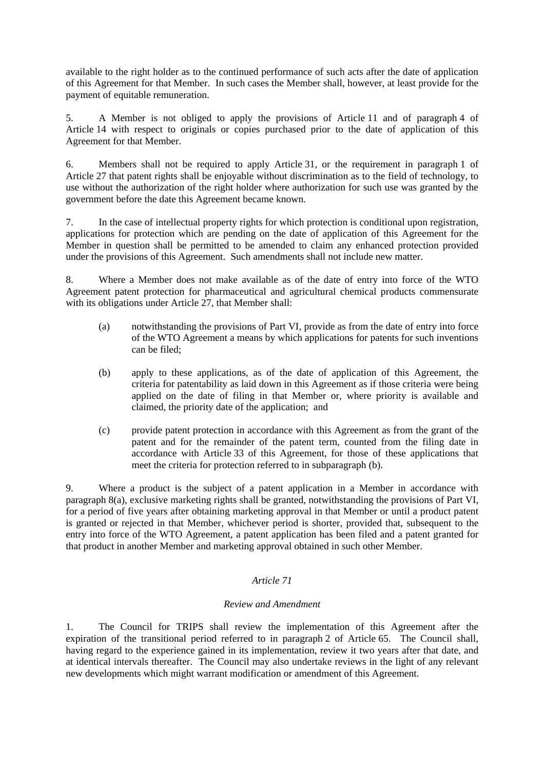available to the right holder as to the continued performance of such acts after the date of application of this Agreement for that Member. In such cases the Member shall, however, at least provide for the payment of equitable remuneration.

5. A Member is not obliged to apply the provisions of Article 11 and of paragraph 4 of Article 14 with respect to originals or copies purchased prior to the date of application of this Agreement for that Member.

6. Members shall not be required to apply Article 31, or the requirement in paragraph 1 of Article 27 that patent rights shall be enjoyable without discrimination as to the field of technology, to use without the authorization of the right holder where authorization for such use was granted by the government before the date this Agreement became known.

7. In the case of intellectual property rights for which protection is conditional upon registration, applications for protection which are pending on the date of application of this Agreement for the Member in question shall be permitted to be amended to claim any enhanced protection provided under the provisions of this Agreement. Such amendments shall not include new matter.

8. Where a Member does not make available as of the date of entry into force of the WTO Agreement patent protection for pharmaceutical and agricultural chemical products commensurate with its obligations under Article 27, that Member shall:

(a) notwithstanding the provisions of Part VI, provide as from the date of entry into force of the WTO Agreement a means by which applications for patents for such inventions can be filed;

(b) apply to these applications, as of the date of application of this Agreement, the criteria for patentability as laid down in this Agreement as if those criteria were being applied on the date of filing in that Member or, where priority is available and claimed, the priority date of the application; and

(c) provide patent protection in accordance with this Agreement as from the grant of the patent and for the remainder of the patent term, counted from the filing date in accordance with Article 33 of this Agreement, for those of these applications that meet the criteria for protection referred to in subparagraph (b).

9. Where a product is the subject of a patent application in a Member in accordance with paragraph 8(a), exclusive marketing rights shall be granted, notwithstanding the provisions of Part VI, for a period of five years after obtaining marketing approval in that Member or until a product patent is granted or rejected in that Member, whichever period is shorter, provided that, subsequent to the entry into force of the WTO Agreement, a patent application has been filed and a patent granted for that product in another Member and marketing approval obtained in such other Member.

*Article 71*

*Review and Amendment*

1. The Council for TRIPS shall review the implementation of this Agreement after the expiration of the transitional period referred to in paragraph 2 of Article 65. The Council shall, having regard to the experience gained in its implementation, review it two years after that date, and at identical intervals thereafter. The Council may also undertake reviews in the light of any relevant new developments which might warrant modification or amendment of this Agreement.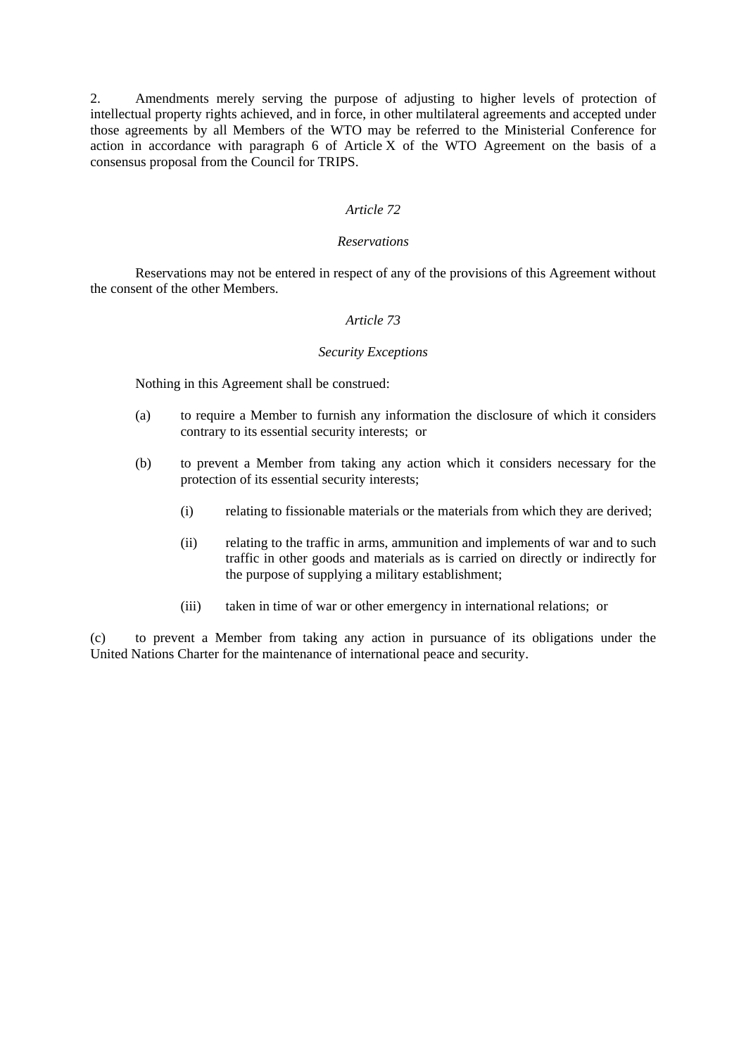2. Amendments merely serving the purpose of adjusting to higher levels of protection of intellectual property rights achieved, and in force, in other multilateral agreements and accepted under those agreements by all Members of the WTO may be referred to the Ministerial Conference for action in accordance with paragraph 6 of Article X of the WTO Agreement on the basis of a consensus proposal from the Council for TRIPS.

*Article 72*

*Reservations*

Reservations may not be entered in respect of any of the provisions of this Agreement without the consent of the other Members.

*Article 73*

*Security Exceptions*

Nothing in this Agreement shall be construed:

(a) to require a Member to furnish any information the disclosure of which it considers contrary to its essential security interests; or

(b) to prevent a Member from taking any action which it considers necessary for the protection of its essential security interests;

  (i) relating to fissionable materials or the materials from which they are derived;

  (ii) relating to the traffic in arms, ammunition and implements of war and to such traffic in other goods and materials as is carried on directly or indirectly for the purpose of supplying a military establishment;

  (iii) taken in time of war or other emergency in international relations; or

(c) to prevent a Member from taking any action in pursuance of its obligations under the United Nations Charter for the maintenance of international peace and security.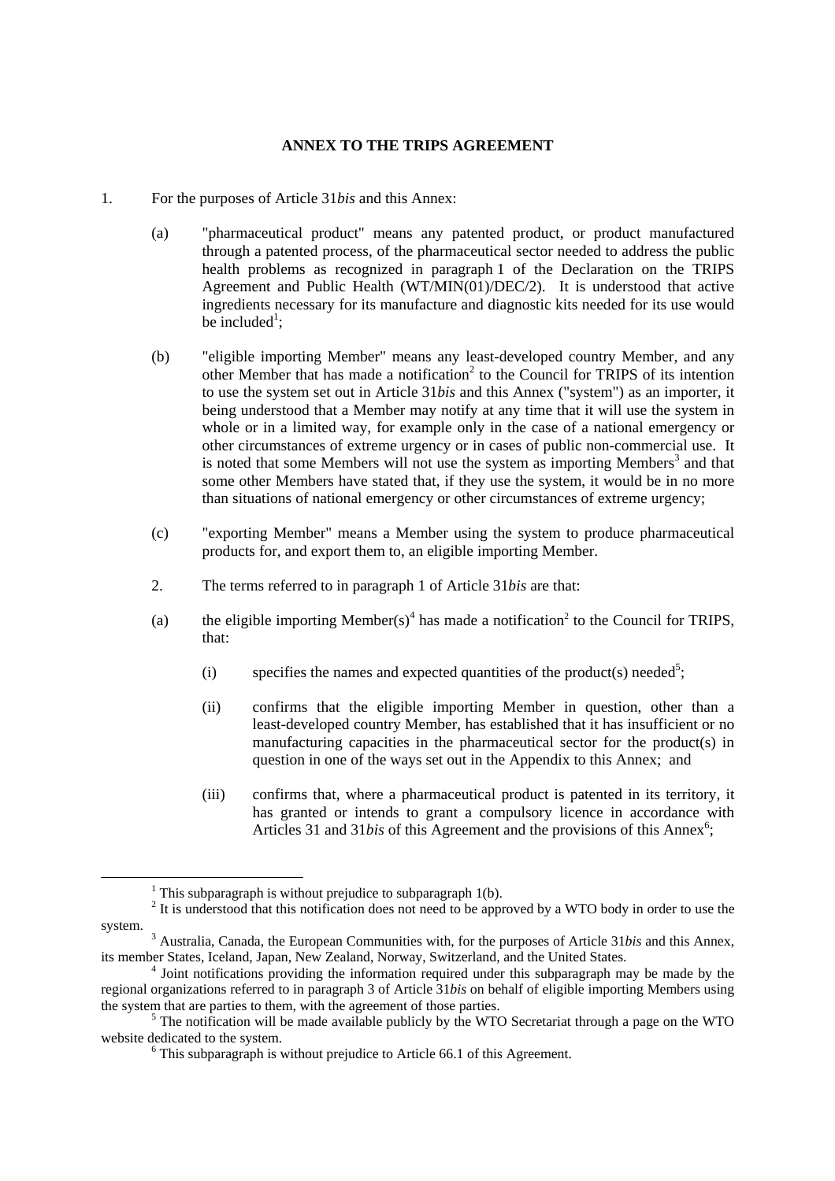**ANNEX TO THE TRIPS AGREEMENT**

1. For the purposes of Article 31*bis* and this Annex:

   (a) "pharmaceutical product" means any patented product, or product manufactured through a patented process, of the pharmaceutical sector needed to address the public health problems as recognized in paragraph 1 of the Declaration on the TRIPS Agreement and Public Health (WT/MIN(01)/DEC/2). It is understood that active ingredients necessary for its manufacture and diagnostic kits needed for its use would be included[1];

   (b) "eligible importing Member" means any least-developed country Member, and any other Member that has made a notification[2] to the Council for TRIPS of its intention to use the system set out in Article 31*bis* and this Annex ("system") as an importer, it being understood that a Member may notify at any time that it will use the system in whole or in a limited way, for example only in the case of a national emergency or other circumstances of extreme urgency or in cases of public non-commercial use. It is noted that some Members will not use the system as importing Members[3] and that some other Members have stated that, if they use the system, it would be in no more than situations of national emergency or other circumstances of extreme urgency;

   (c) "exporting Member" means a Member using the system to produce pharmaceutical products for, and export them to, an eligible importing Member.

2. The terms referred to in paragraph 1 of Article 31*bis* are that:

   (a) the eligible importing Member(s)[4] has made a notification[2] to the Council for TRIPS, that:

      (i) specifies the names and expected quantities of the product(s) needed[5];

      (ii) confirms that the eligible importing Member in question, other than a least-developed country Member, has established that it has insufficient or no manufacturing capacities in the pharmaceutical sector for the product(s) in question in one of the ways set out in the Appendix to this Annex; and

      (iii) confirms that, where a pharmaceutical product is patented in its territory, it has granted or intends to grant a compulsory licence in accordance with Articles 31 and 31*bis* of this Agreement and the provisions of this Annex[6];

---

[1] This subparagraph is without prejudice to subparagraph 1(b).

[2] It is understood that this notification does not need to be approved by a WTO body in order to use the system.

[3] Australia, Canada, the European Communities with, for the purposes of Article 31*bis* and this Annex, its member States, Iceland, Japan, New Zealand, Norway, Switzerland, and the United States.

[4] Joint notifications providing the information required under this subparagraph may be made by the regional organizations referred to in paragraph 3 of Article 31*bis* on behalf of eligible importing Members using the system that are parties to them, with the agreement of those parties.

[5] The notification will be made available publicly by the WTO Secretariat through a page on the WTO website dedicated to the system.

[6] This subparagraph is without prejudice to Article 66.1 of this Agreement.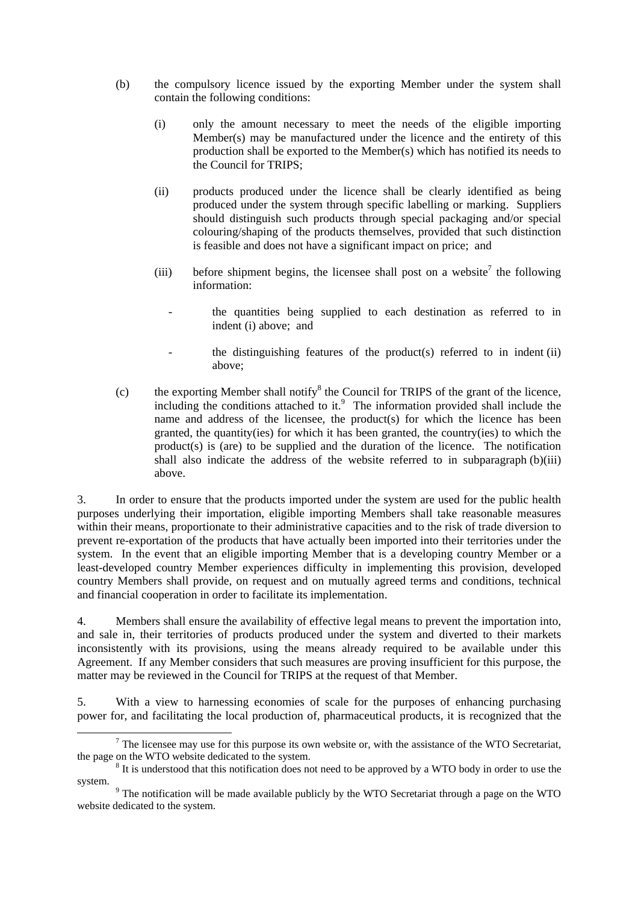(b) the compulsory licence issued by the exporting Member under the system shall contain the following conditions:

   (i) only the amount necessary to meet the needs of the eligible importing Member(s) may be manufactured under the licence and the entirety of this production shall be exported to the Member(s) which has notified its needs to the Council for TRIPS;

   (ii) products produced under the licence shall be clearly identified as being produced under the system through specific labelling or marking. Suppliers should distinguish such products through special packaging and/or special colouring/shaping of the products themselves, provided that such distinction is feasible and does not have a significant impact on price; and

   (iii) before shipment begins, the licensee shall post on a website[7] the following information:

      - the quantities being supplied to each destination as referred to in indent (i) above; and

      - the distinguishing features of the product(s) referred to in indent (ii) above;

(c) the exporting Member shall notify[8] the Council for TRIPS of the grant of the licence, including the conditions attached to it.[9] The information provided shall include the name and address of the licensee, the product(s) for which the licence has been granted, the quantity(ies) for which it has been granted, the country(ies) to which the product(s) is (are) to be supplied and the duration of the licence. The notification shall also indicate the address of the website referred to in subparagraph (b)(iii) above.

3. In order to ensure that the products imported under the system are used for the public health purposes underlying their importation, eligible importing Members shall take reasonable measures within their means, proportionate to their administrative capacities and to the risk of trade diversion to prevent re-exportation of the products that have actually been imported into their territories under the system. In the event that an eligible importing Member that is a developing country Member or a least-developed country Member experiences difficulty in implementing this provision, developed country Members shall provide, on request and on mutually agreed terms and conditions, technical and financial cooperation in order to facilitate its implementation.

4. Members shall ensure the availability of effective legal means to prevent the importation into, and sale in, their territories of products produced under the system and diverted to their markets inconsistently with its provisions, using the means already required to be available under this Agreement. If any Member considers that such measures are proving insufficient for this purpose, the matter may be reviewed in the Council for TRIPS at the request of that Member.

5. With a view to harnessing economies of scale for the purposes of enhancing purchasing power for, and facilitating the local production of, pharmaceutical products, it is recognized that the

---

[7] The licensee may use for this purpose its own website or, with the assistance of the WTO Secretariat, the page on the WTO website dedicated to the system.

[8] It is understood that this notification does not need to be approved by a WTO body in order to use the system.

[9] The notification will be made available publicly by the WTO Secretariat through a page on the WTO website dedicated to the system.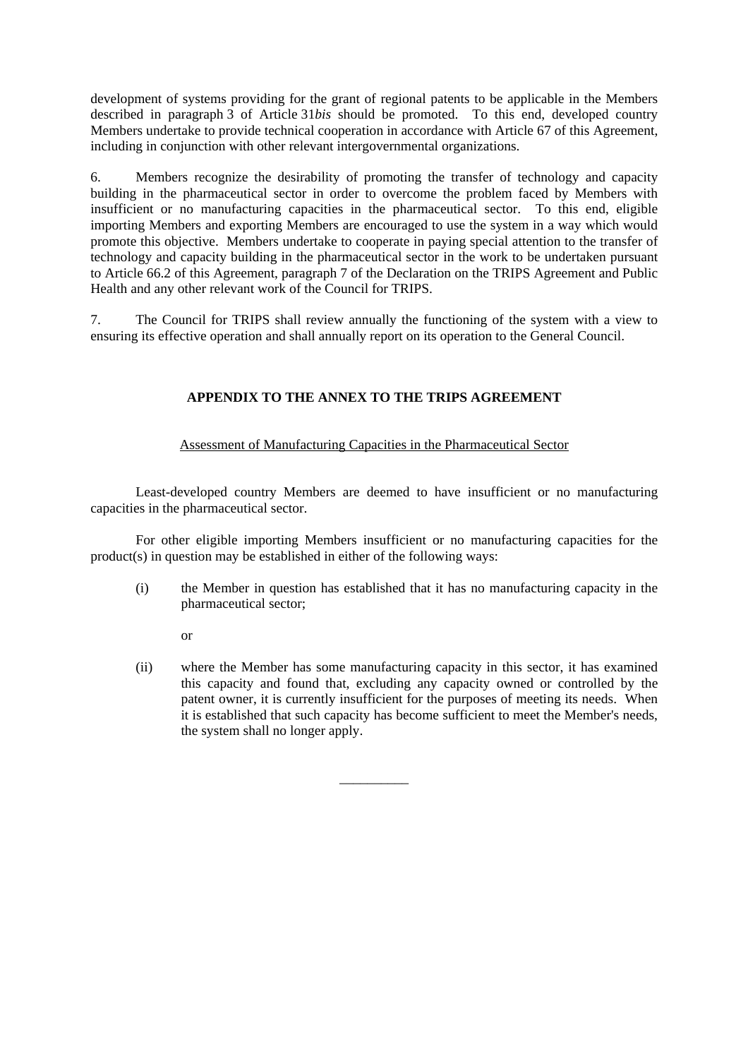development of systems providing for the grant of regional patents to be applicable in the Members described in paragraph 3 of Article 31*bis* should be promoted. To this end, developed country Members undertake to provide technical cooperation in accordance with Article 67 of this Agreement, including in conjunction with other relevant intergovernmental organizations.

6. Members recognize the desirability of promoting the transfer of technology and capacity building in the pharmaceutical sector in order to overcome the problem faced by Members with insufficient or no manufacturing capacities in the pharmaceutical sector. To this end, eligible importing Members and exporting Members are encouraged to use the system in a way which would promote this objective. Members undertake to cooperate in paying special attention to the transfer of technology and capacity building in the pharmaceutical sector in the work to be undertaken pursuant to Article 66.2 of this Agreement, paragraph 7 of the Declaration on the TRIPS Agreement and Public Health and any other relevant work of the Council for TRIPS.

7. The Council for TRIPS shall review annually the functioning of the system with a view to ensuring its effective operation and shall annually report on its operation to the General Council.

## APPENDIX TO THE ANNEX TO THE TRIPS AGREEMENT

Assessment of Manufacturing Capacities in the Pharmaceutical Sector

Least-developed country Members are deemed to have insufficient or no manufacturing capacities in the pharmaceutical sector.

For other eligible importing Members insufficient or no manufacturing capacities for the product(s) in question may be established in either of the following ways:

(i) the Member in question has established that it has no manufacturing capacity in the pharmaceutical sector;

or

(ii) where the Member has some manufacturing capacity in this sector, it has examined this capacity and found that, excluding any capacity owned or controlled by the patent owner, it is currently insufficient for the purposes of meeting its needs. When it is established that such capacity has become sufficient to meet the Member's needs, the system shall no longer apply.

__________